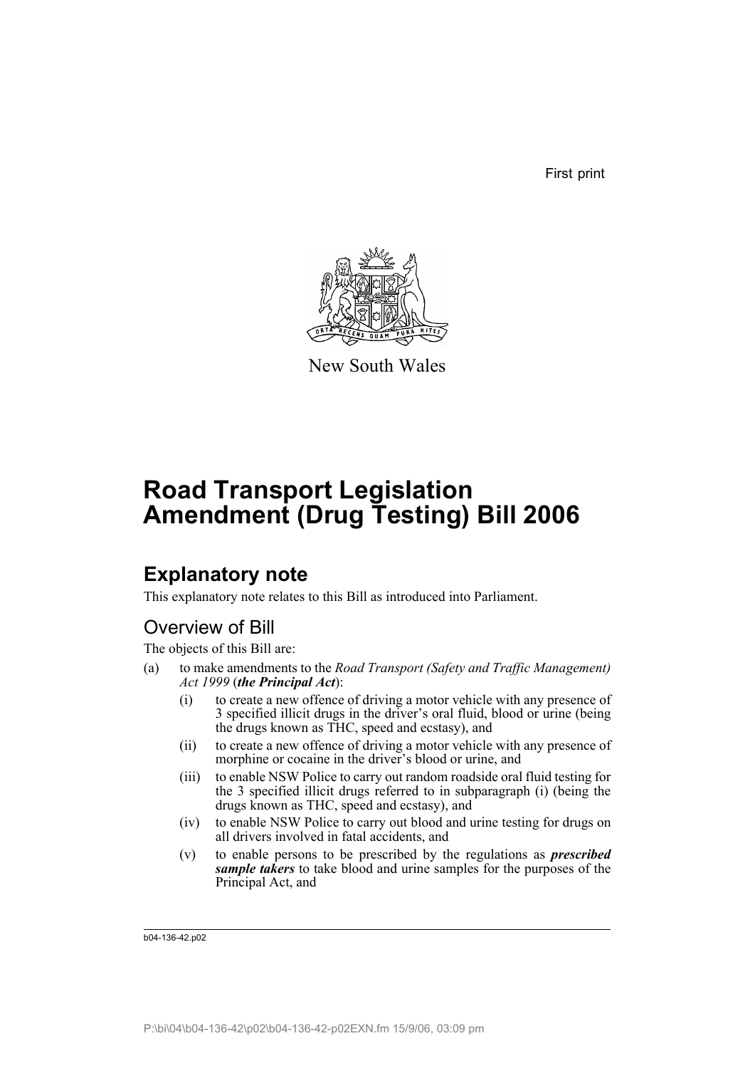First print

New South Wales

# Road Transport Legislation Amendment (Drug Testing) Bill 2006

## Explanatory note

This explanatory note relates to this Bill as introduced into Parliament.

### Overview of Bill

The objects of this Bill are:

(a) to make amendments to the *Road Transport (Safety and Traffic Management) Act 1999* (***the Principal Act***):

   (i) to create a new offence of driving a motor vehicle with any presence of 3 specified illicit drugs in the driver's oral fluid, blood or urine (being the drugs known as THC, speed and ecstasy), and

   (ii) to create a new offence of driving a motor vehicle with any presence of morphine or cocaine in the driver's blood or urine, and

   (iii) to enable NSW Police to carry out random roadside oral fluid testing for the 3 specified illicit drugs referred to in subparagraph (i) (being the drugs known as THC, speed and ecstasy), and

   (iv) to enable NSW Police to carry out blood and urine testing for drugs on all drivers involved in fatal accidents, and

   (v) to enable persons to be prescribed by the regulations as ***prescribed sample takers*** to take blood and urine samples for the purposes of the Principal Act, and

b04-136-42.p02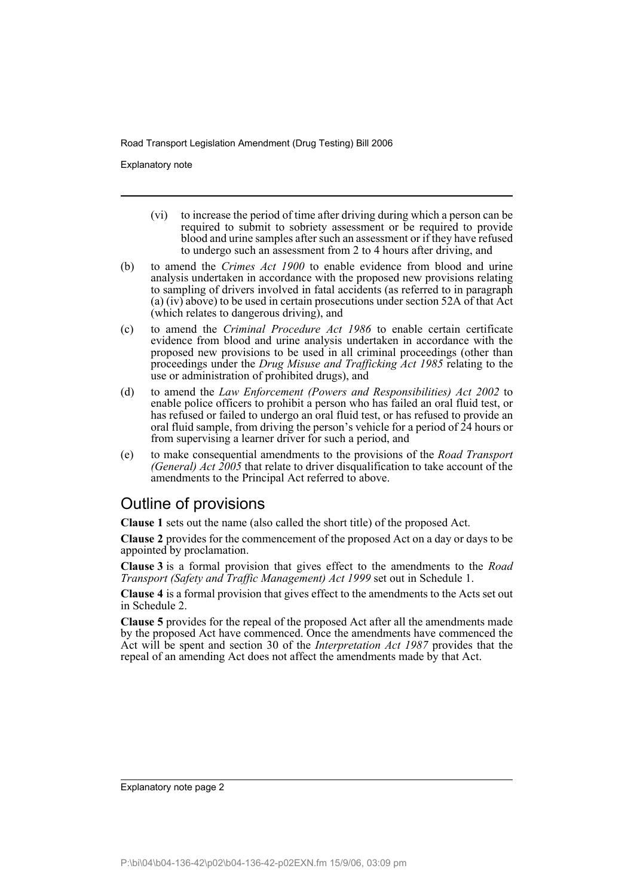(vi) to increase the period of time after driving during which a person can be required to submit to sobriety assessment or be required to provide blood and urine samples after such an assessment or if they have refused to undergo such an assessment from 2 to 4 hours after driving, and

(b) to amend the *Crimes Act 1900* to enable evidence from blood and urine analysis undertaken in accordance with the proposed new provisions relating to sampling of drivers involved in fatal accidents (as referred to in paragraph (a) (iv) above) to be used in certain prosecutions under section 52A of that Act (which relates to dangerous driving), and

(c) to amend the *Criminal Procedure Act 1986* to enable certain certificate evidence from blood and urine analysis undertaken in accordance with the proposed new provisions to be used in all criminal proceedings (other than proceedings under the *Drug Misuse and Trafficking Act 1985* relating to the use or administration of prohibited drugs), and

(d) to amend the *Law Enforcement (Powers and Responsibilities) Act 2002* to enable police officers to prohibit a person who has failed an oral fluid test, or has refused or failed to undergo an oral fluid test, or has refused to provide an oral fluid sample, from driving the person's vehicle for a period of 24 hours or from supervising a learner driver for such a period, and

(e) to make consequential amendments to the provisions of the *Road Transport (General) Act 2005* that relate to driver disqualification to take account of the amendments to the Principal Act referred to above.

## Outline of provisions

**Clause 1** sets out the name (also called the short title) of the proposed Act.

**Clause 2** provides for the commencement of the proposed Act on a day or days to be appointed by proclamation.

**Clause 3** is a formal provision that gives effect to the amendments to the *Road Transport (Safety and Traffic Management) Act 1999* set out in Schedule 1.

**Clause 4** is a formal provision that gives effect to the amendments to the Acts set out in Schedule 2.

**Clause 5** provides for the repeal of the proposed Act after all the amendments made by the proposed Act have commenced. Once the amendments have commenced the Act will be spent and section 30 of the *Interpretation Act 1987* provides that the repeal of an amending Act does not affect the amendments made by that Act.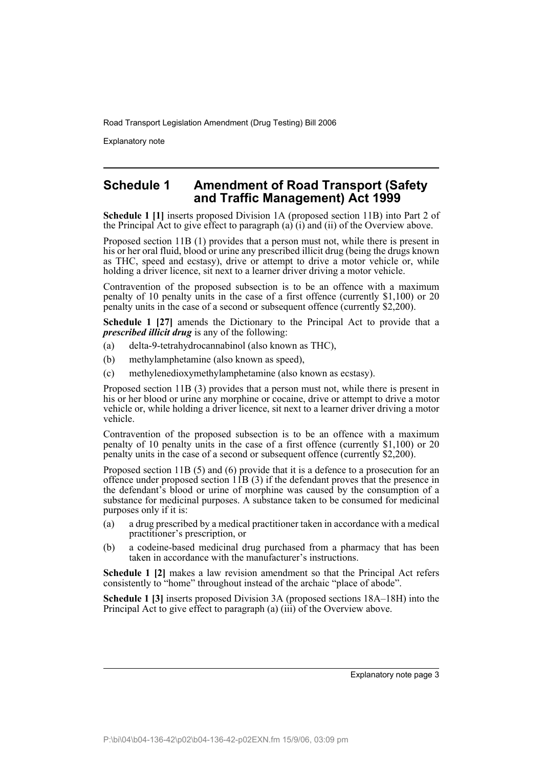## Schedule 1 Amendment of Road Transport (Safety and Traffic Management) Act 1999

**Schedule 1 [1]** inserts proposed Division 1A (proposed section 11B) into Part 2 of the Principal Act to give effect to paragraph (a) (i) and (ii) of the Overview above.

Proposed section 11B (1) provides that a person must not, while there is present in his or her oral fluid, blood or urine any prescribed illicit drug (being the drugs known as THC, speed and ecstasy), drive or attempt to drive a motor vehicle or, while holding a driver licence, sit next to a learner driver driving a motor vehicle.

Contravention of the proposed subsection is to be an offence with a maximum penalty of 10 penalty units in the case of a first offence (currently $1,100) or 20 penalty units in the case of a second or subsequent offence (currently $2,200).

**Schedule 1 [27]** amends the Dictionary to the Principal Act to provide that a ***prescribed illicit drug*** is any of the following:

(a) delta-9-tetrahydrocannabinol (also known as THC),

(b) methylamphetamine (also known as speed),

(c) methylenedioxymethylamphetamine (also known as ecstasy).

Proposed section 11B (3) provides that a person must not, while there is present in his or her blood or urine any morphine or cocaine, drive or attempt to drive a motor vehicle or, while holding a driver licence, sit next to a learner driver driving a motor vehicle.

Contravention of the proposed subsection is to be an offence with a maximum penalty of 10 penalty units in the case of a first offence (currently $1,100) or 20 penalty units in the case of a second or subsequent offence (currently $2,200).

Proposed section 11B (5) and (6) provide that it is a defence to a prosecution for an offence under proposed section 11B (3) if the defendant proves that the presence in the defendant's blood or urine of morphine was caused by the consumption of a substance for medicinal purposes. A substance taken to be consumed for medicinal purposes only if it is:

(a) a drug prescribed by a medical practitioner taken in accordance with a medical practitioner's prescription, or

(b) a codeine-based medicinal drug purchased from a pharmacy that has been taken in accordance with the manufacturer's instructions.

**Schedule 1 [2]** makes a law revision amendment so that the Principal Act refers consistently to "home" throughout instead of the archaic "place of abode".

**Schedule 1 [3]** inserts proposed Division 3A (proposed sections 18A–18H) into the Principal Act to give effect to paragraph (a) (iii) of the Overview above.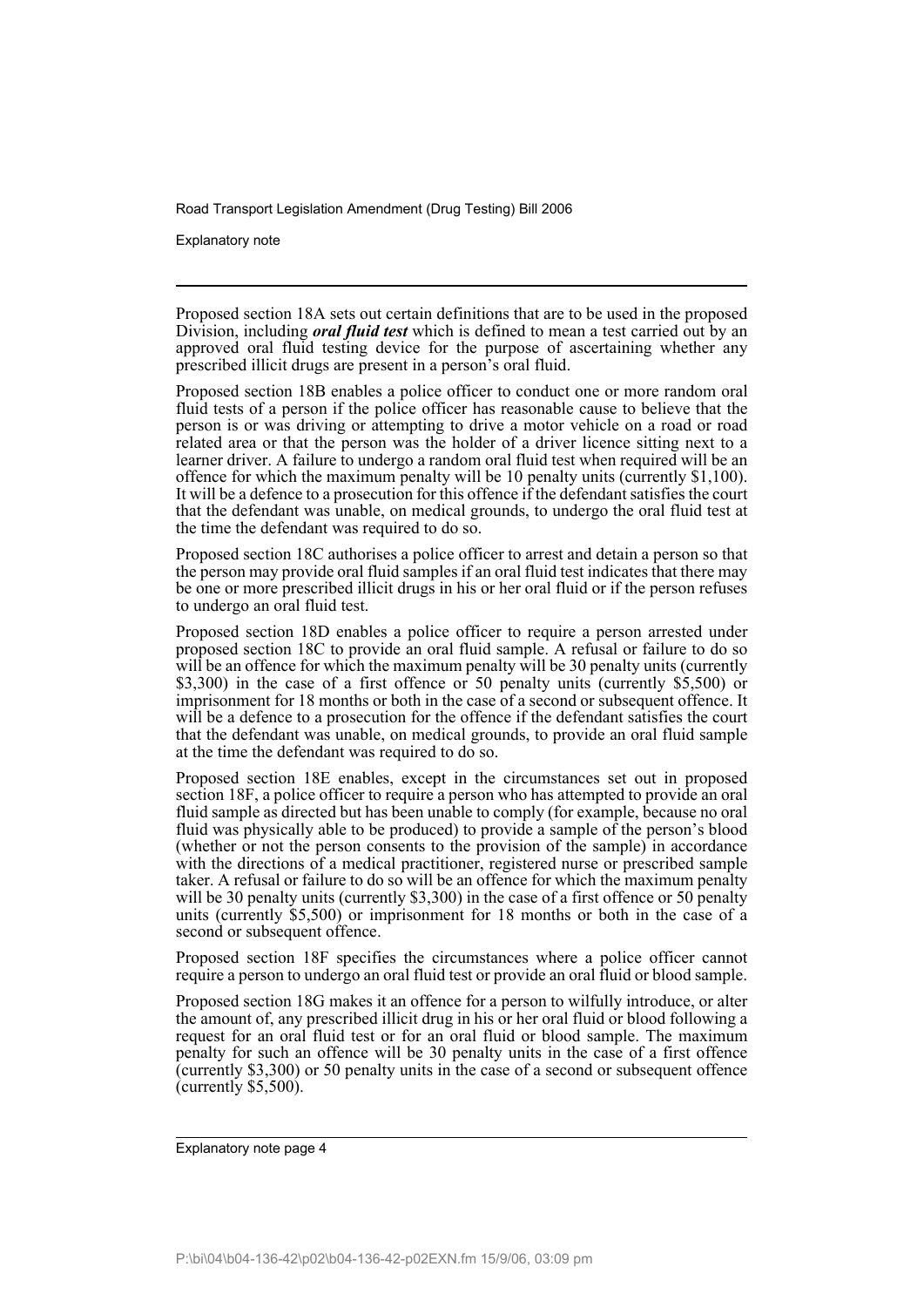Proposed section 18A sets out certain definitions that are to be used in the proposed Division, including ***oral fluid test*** which is defined to mean a test carried out by an approved oral fluid testing device for the purpose of ascertaining whether any prescribed illicit drugs are present in a person's oral fluid.

Proposed section 18B enables a police officer to conduct one or more random oral fluid tests of a person if the police officer has reasonable cause to believe that the person is or was driving or attempting to drive a motor vehicle on a road or road related area or that the person was the holder of a driver licence sitting next to a learner driver. A failure to undergo a random oral fluid test when required will be an offence for which the maximum penalty will be 10 penalty units (currently $1,100). It will be a defence to a prosecution for this offence if the defendant satisfies the court that the defendant was unable, on medical grounds, to undergo the oral fluid test at the time the defendant was required to do so.

Proposed section 18C authorises a police officer to arrest and detain a person so that the person may provide oral fluid samples if an oral fluid test indicates that there may be one or more prescribed illicit drugs in his or her oral fluid or if the person refuses to undergo an oral fluid test.

Proposed section 18D enables a police officer to require a person arrested under proposed section 18C to provide an oral fluid sample. A refusal or failure to do so will be an offence for which the maximum penalty will be 30 penalty units (currently $3,300) in the case of a first offence or 50 penalty units (currently $5,500) or imprisonment for 18 months or both in the case of a second or subsequent offence. It will be a defence to a prosecution for the offence if the defendant satisfies the court that the defendant was unable, on medical grounds, to provide an oral fluid sample at the time the defendant was required to do so.

Proposed section 18E enables, except in the circumstances set out in proposed section 18F, a police officer to require a person who has attempted to provide an oral fluid sample as directed but has been unable to comply (for example, because no oral fluid was physically able to be produced) to provide a sample of the person's blood (whether or not the person consents to the provision of the sample) in accordance with the directions of a medical practitioner, registered nurse or prescribed sample taker. A refusal or failure to do so will be an offence for which the maximum penalty will be 30 penalty units (currently $3,300) in the case of a first offence or 50 penalty units (currently $5,500) or imprisonment for 18 months or both in the case of a second or subsequent offence.

Proposed section 18F specifies the circumstances where a police officer cannot require a person to undergo an oral fluid test or provide an oral fluid or blood sample.

Proposed section 18G makes it an offence for a person to wilfully introduce, or alter the amount of, any prescribed illicit drug in his or her oral fluid or blood following a request for an oral fluid test or for an oral fluid or blood sample. The maximum penalty for such an offence will be 30 penalty units in the case of a first offence (currently $3,300) or 50 penalty units in the case of a second or subsequent offence (currently $5,500).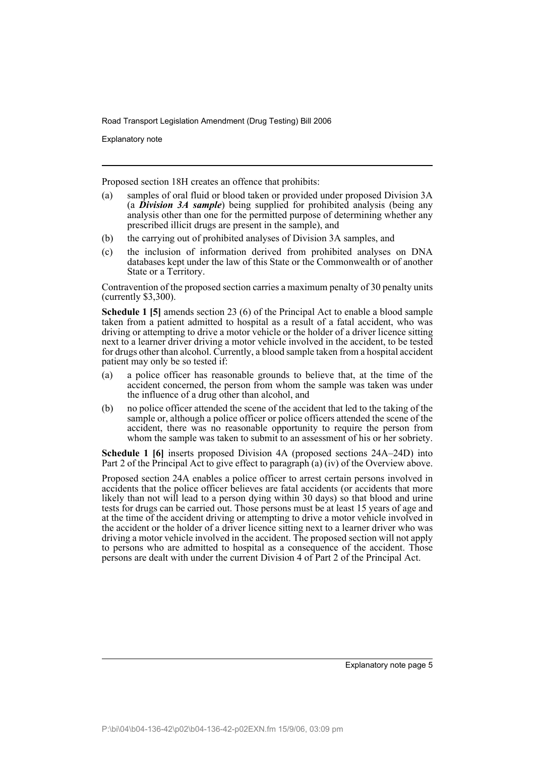Proposed section 18H creates an offence that prohibits:

(a) samples of oral fluid or blood taken or provided under proposed Division 3A (a ***Division 3A sample***) being supplied for prohibited analysis (being any analysis other than one for the permitted purpose of determining whether any prescribed illicit drugs are present in the sample), and

(b) the carrying out of prohibited analyses of Division 3A samples, and

(c) the inclusion of information derived from prohibited analyses on DNA databases kept under the law of this State or the Commonwealth or of another State or a Territory.

Contravention of the proposed section carries a maximum penalty of 30 penalty units (currently $3,300).

**Schedule 1 [5]** amends section 23 (6) of the Principal Act to enable a blood sample taken from a patient admitted to hospital as a result of a fatal accident, who was driving or attempting to drive a motor vehicle or the holder of a driver licence sitting next to a learner driver driving a motor vehicle involved in the accident, to be tested for drugs other than alcohol. Currently, a blood sample taken from a hospital accident patient may only be so tested if:

(a) a police officer has reasonable grounds to believe that, at the time of the accident concerned, the person from whom the sample was taken was under the influence of a drug other than alcohol, and

(b) no police officer attended the scene of the accident that led to the taking of the sample or, although a police officer or police officers attended the scene of the accident, there was no reasonable opportunity to require the person from whom the sample was taken to submit to an assessment of his or her sobriety.

**Schedule 1 [6]** inserts proposed Division 4A (proposed sections 24A–24D) into Part 2 of the Principal Act to give effect to paragraph (a) (iv) of the Overview above.

Proposed section 24A enables a police officer to arrest certain persons involved in accidents that the police officer believes are fatal accidents (or accidents that more likely than not will lead to a person dying within 30 days) so that blood and urine tests for drugs can be carried out. Those persons must be at least 15 years of age and at the time of the accident driving or attempting to drive a motor vehicle involved in the accident or the holder of a driver licence sitting next to a learner driver who was driving a motor vehicle involved in the accident. The proposed section will not apply to persons who are admitted to hospital as a consequence of the accident. Those persons are dealt with under the current Division 4 of Part 2 of the Principal Act.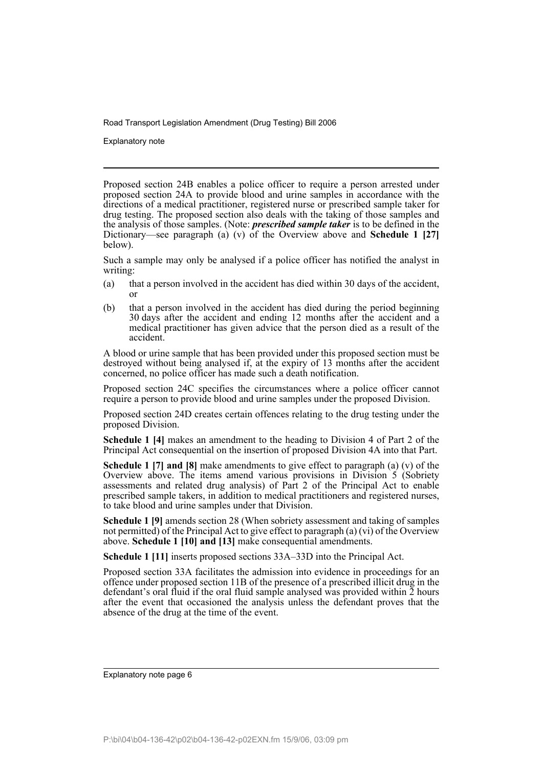Proposed section 24B enables a police officer to require a person arrested under proposed section 24A to provide blood and urine samples in accordance with the directions of a medical practitioner, registered nurse or prescribed sample taker for drug testing. The proposed section also deals with the taking of those samples and the analysis of those samples. (Note: ***prescribed sample taker*** is to be defined in the Dictionary—see paragraph (a) (v) of the Overview above and **Schedule 1 [27]** below).

Such a sample may only be analysed if a police officer has notified the analyst in writing:

(a) that a person involved in the accident has died within 30 days of the accident, or

(b) that a person involved in the accident has died during the period beginning 30 days after the accident and ending 12 months after the accident and a medical practitioner has given advice that the person died as a result of the accident.

A blood or urine sample that has been provided under this proposed section must be destroyed without being analysed if, at the expiry of 13 months after the accident concerned, no police officer has made such a death notification.

Proposed section 24C specifies the circumstances where a police officer cannot require a person to provide blood and urine samples under the proposed Division.

Proposed section 24D creates certain offences relating to the drug testing under the proposed Division.

**Schedule 1 [4]** makes an amendment to the heading to Division 4 of Part 2 of the Principal Act consequential on the insertion of proposed Division 4A into that Part.

**Schedule 1 [7] and [8]** make amendments to give effect to paragraph (a) (v) of the Overview above. The items amend various provisions in Division 5 (Sobriety assessments and related drug analysis) of Part 2 of the Principal Act to enable prescribed sample takers, in addition to medical practitioners and registered nurses, to take blood and urine samples under that Division.

**Schedule 1 [9]** amends section 28 (When sobriety assessment and taking of samples not permitted) of the Principal Act to give effect to paragraph (a) (vi) of the Overview above. **Schedule 1 [10] and [13]** make consequential amendments.

**Schedule 1 [11]** inserts proposed sections 33A–33D into the Principal Act.

Proposed section 33A facilitates the admission into evidence in proceedings for an offence under proposed section 11B of the presence of a prescribed illicit drug in the defendant's oral fluid if the oral fluid sample analysed was provided within 2 hours after the event that occasioned the analysis unless the defendant proves that the absence of the drug at the time of the event.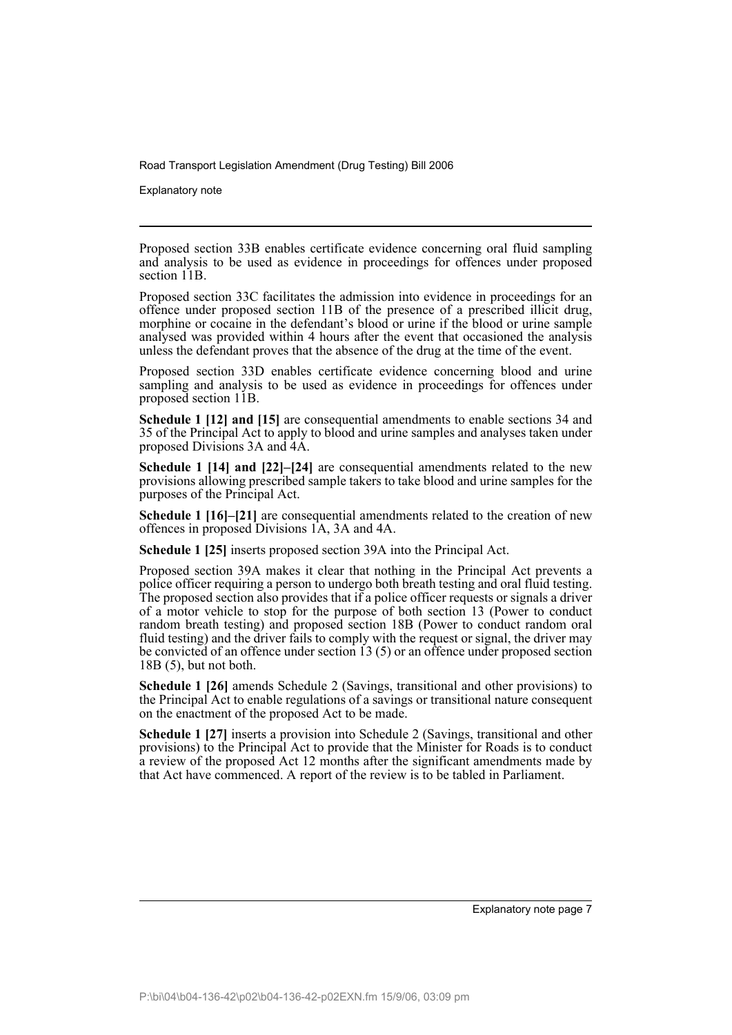Proposed section 33B enables certificate evidence concerning oral fluid sampling and analysis to be used as evidence in proceedings for offences under proposed section 11B.

Proposed section 33C facilitates the admission into evidence in proceedings for an offence under proposed section 11B of the presence of a prescribed illicit drug, morphine or cocaine in the defendant's blood or urine if the blood or urine sample analysed was provided within 4 hours after the event that occasioned the analysis unless the defendant proves that the absence of the drug at the time of the event.

Proposed section 33D enables certificate evidence concerning blood and urine sampling and analysis to be used as evidence in proceedings for offences under proposed section 11B.

**Schedule 1 [12] and [15]** are consequential amendments to enable sections 34 and 35 of the Principal Act to apply to blood and urine samples and analyses taken under proposed Divisions 3A and 4A.

**Schedule 1 [14] and [22]–[24]** are consequential amendments related to the new provisions allowing prescribed sample takers to take blood and urine samples for the purposes of the Principal Act.

**Schedule 1 [16]–[21]** are consequential amendments related to the creation of new offences in proposed Divisions 1A, 3A and 4A.

**Schedule 1 [25]** inserts proposed section 39A into the Principal Act.

Proposed section 39A makes it clear that nothing in the Principal Act prevents a police officer requiring a person to undergo both breath testing and oral fluid testing. The proposed section also provides that if a police officer requests or signals a driver of a motor vehicle to stop for the purpose of both section 13 (Power to conduct random breath testing) and proposed section 18B (Power to conduct random oral fluid testing) and the driver fails to comply with the request or signal, the driver may be convicted of an offence under section 13 (5) or an offence under proposed section 18B (5), but not both.

**Schedule 1 [26]** amends Schedule 2 (Savings, transitional and other provisions) to the Principal Act to enable regulations of a savings or transitional nature consequent on the enactment of the proposed Act to be made.

**Schedule 1 [27]** inserts a provision into Schedule 2 (Savings, transitional and other provisions) to the Principal Act to provide that the Minister for Roads is to conduct a review of the proposed Act 12 months after the significant amendments made by that Act have commenced. A report of the review is to be tabled in Parliament.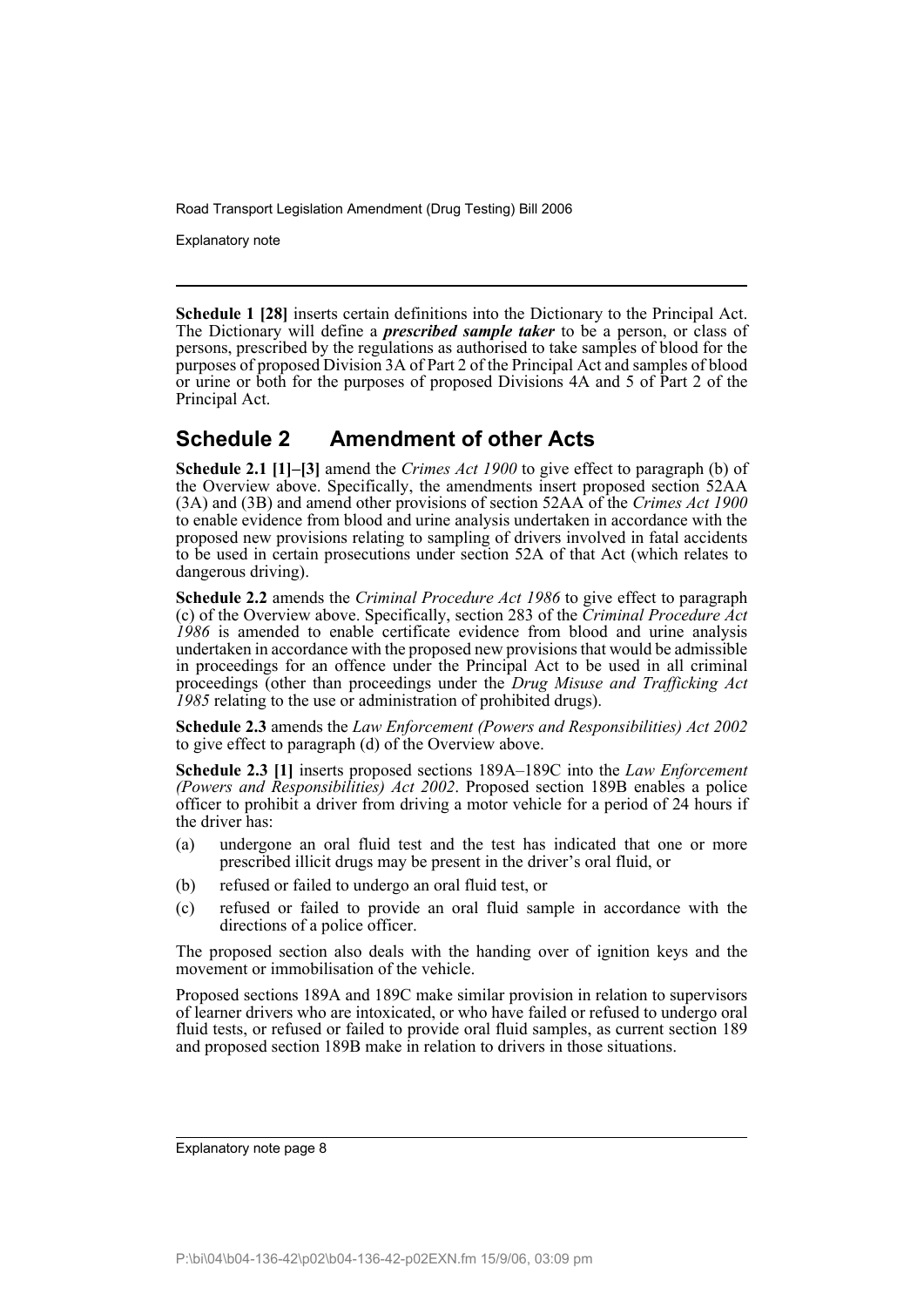**Schedule 1 [28]** inserts certain definitions into the Dictionary to the Principal Act. The Dictionary will define a ***prescribed sample taker*** to be a person, or class of persons, prescribed by the regulations as authorised to take samples of blood for the purposes of proposed Division 3A of Part 2 of the Principal Act and samples of blood or urine or both for the purposes of proposed Divisions 4A and 5 of Part 2 of the Principal Act.

## Schedule 2 Amendment of other Acts

**Schedule 2.1 [1]–[3]** amend the *Crimes Act 1900* to give effect to paragraph (b) of the Overview above. Specifically, the amendments insert proposed section 52AA (3A) and (3B) and amend other provisions of section 52AA of the *Crimes Act 1900* to enable evidence from blood and urine analysis undertaken in accordance with the proposed new provisions relating to sampling of drivers involved in fatal accidents to be used in certain prosecutions under section 52A of that Act (which relates to dangerous driving).

**Schedule 2.2** amends the *Criminal Procedure Act 1986* to give effect to paragraph (c) of the Overview above. Specifically, section 283 of the *Criminal Procedure Act 1986* is amended to enable certificate evidence from blood and urine analysis undertaken in accordance with the proposed new provisions that would be admissible in proceedings for an offence under the Principal Act to be used in all criminal proceedings (other than proceedings under the *Drug Misuse and Trafficking Act 1985* relating to the use or administration of prohibited drugs).

**Schedule 2.3** amends the *Law Enforcement (Powers and Responsibilities) Act 2002* to give effect to paragraph (d) of the Overview above.

**Schedule 2.3 [1]** inserts proposed sections 189A–189C into the *Law Enforcement (Powers and Responsibilities) Act 2002*. Proposed section 189B enables a police officer to prohibit a driver from driving a motor vehicle for a period of 24 hours if the driver has:

(a) undergone an oral fluid test and the test has indicated that one or more prescribed illicit drugs may be present in the driver's oral fluid, or

(b) refused or failed to undergo an oral fluid test, or

(c) refused or failed to provide an oral fluid sample in accordance with the directions of a police officer.

The proposed section also deals with the handing over of ignition keys and the movement or immobilisation of the vehicle.

Proposed sections 189A and 189C make similar provision in relation to supervisors of learner drivers who are intoxicated, or who have failed or refused to undergo oral fluid tests, or refused or failed to provide oral fluid samples, as current section 189 and proposed section 189B make in relation to drivers in those situations.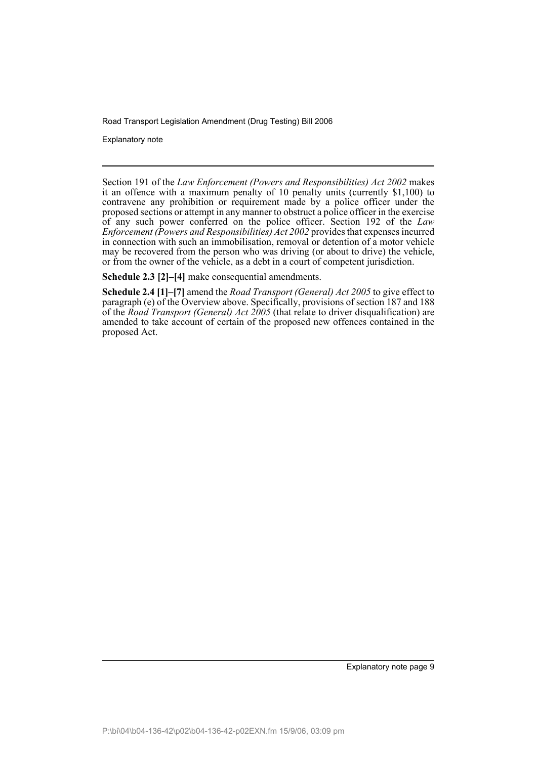Section 191 of the *Law Enforcement (Powers and Responsibilities) Act 2002* makes it an offence with a maximum penalty of 10 penalty units (currently $1,100) to contravene any prohibition or requirement made by a police officer under the proposed sections or attempt in any manner to obstruct a police officer in the exercise of any such power conferred on the police officer. Section 192 of the *Law Enforcement (Powers and Responsibilities) Act 2002* provides that expenses incurred in connection with such an immobilisation, removal or detention of a motor vehicle may be recovered from the person who was driving (or about to drive) the vehicle, or from the owner of the vehicle, as a debt in a court of competent jurisdiction.

**Schedule 2.3 [2]–[4]** make consequential amendments.

**Schedule 2.4 [1]–[7]** amend the *Road Transport (General) Act 2005* to give effect to paragraph (e) of the Overview above. Specifically, provisions of section 187 and 188 of the *Road Transport (General) Act 2005* (that relate to driver disqualification) are amended to take account of certain of the proposed new offences contained in the proposed Act.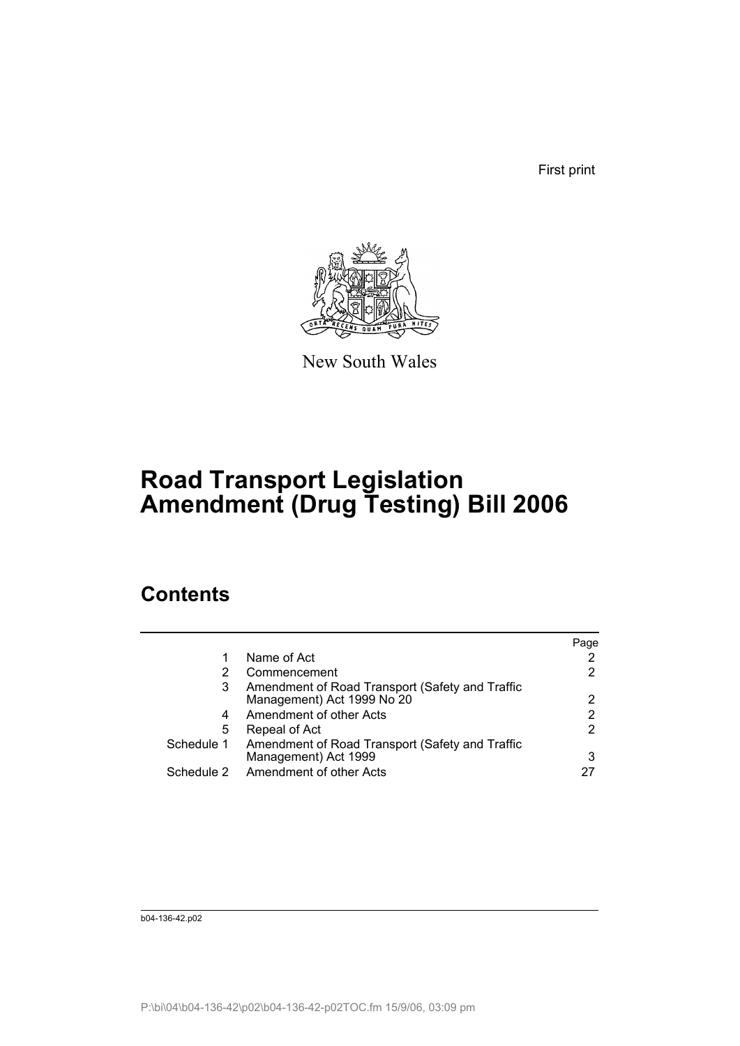First print

New South Wales

# Road Transport Legislation Amendment (Drug Testing) Bill 2006

## Contents

| | | Page |
|---|---|---|
| 1 | Name of Act | 2 |
| 2 | Commencement | 2 |
| 3 | Amendment of Road Transport (Safety and Traffic Management) Act 1999 No 20 | 2 |
| 4 | Amendment of other Acts | 2 |
| 5 | Repeal of Act | 2 |
| Schedule 1 | Amendment of Road Transport (Safety and Traffic Management) Act 1999 | 3 |
| Schedule 2 | Amendment of other Acts | 27 |

b04-136-42.p02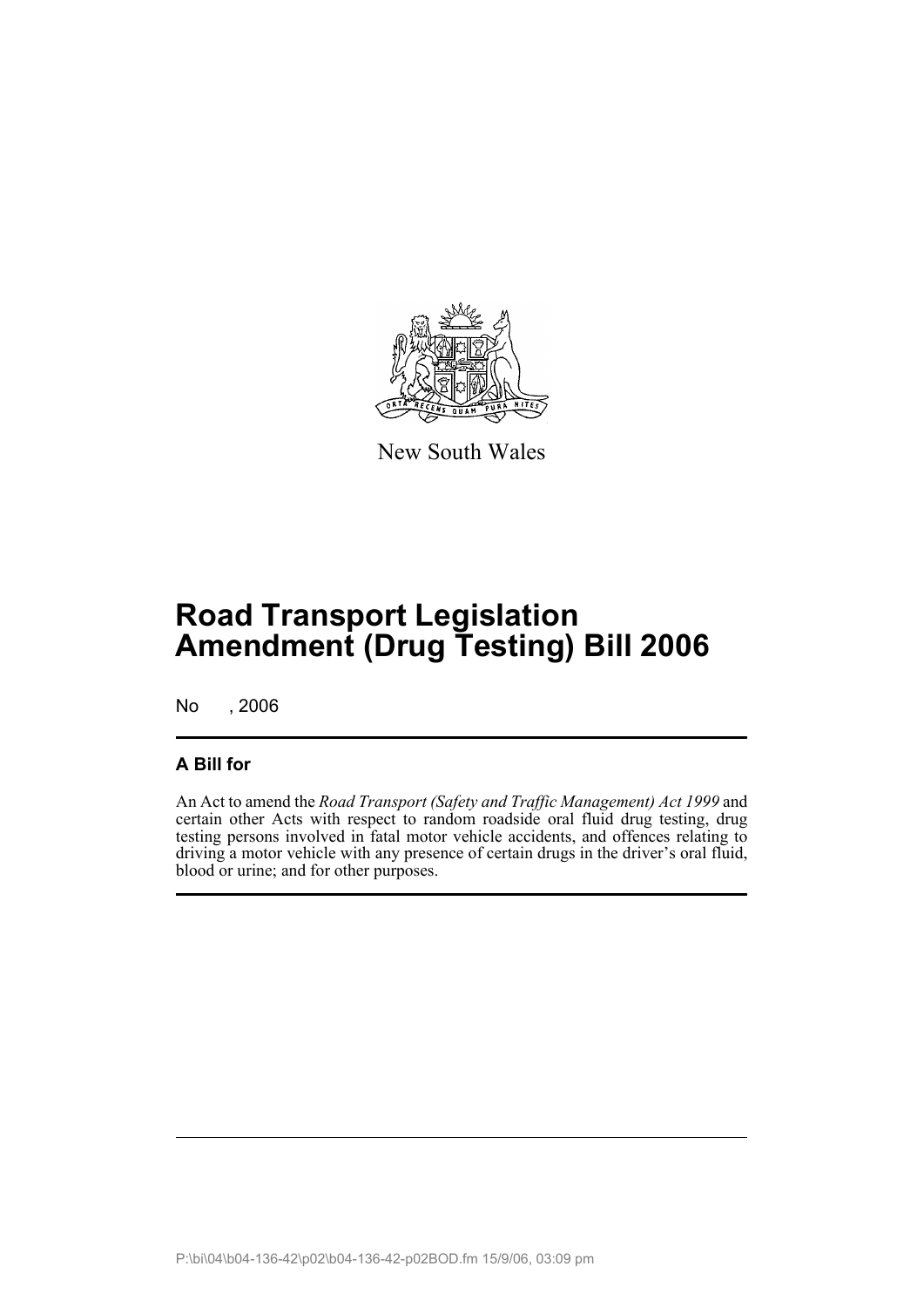New South Wales

# Road Transport Legislation Amendment (Drug Testing) Bill 2006

No , 2006

## A Bill for

An Act to amend the *Road Transport (Safety and Traffic Management) Act 1999* and certain other Acts with respect to random roadside oral fluid drug testing, drug testing persons involved in fatal motor vehicle accidents, and offences relating to driving a motor vehicle with any presence of certain drugs in the driver's oral fluid, blood or urine; and for other purposes.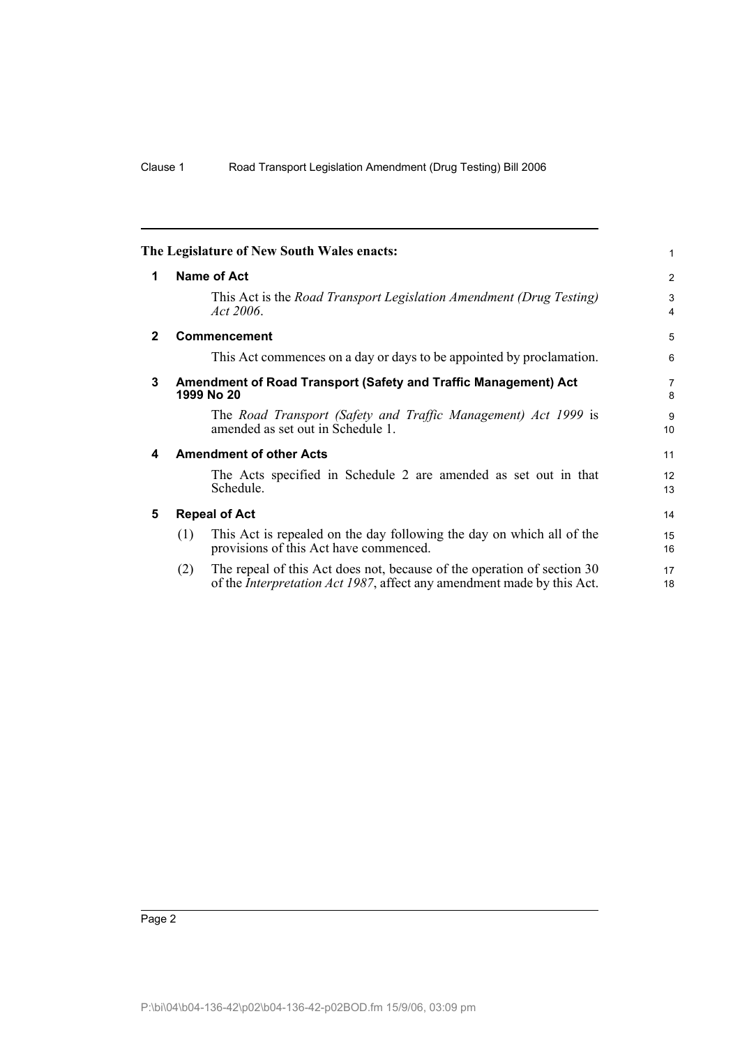**The Legislature of New South Wales enacts:**

### 1 Name of Act

This Act is the *Road Transport Legislation Amendment (Drug Testing) Act 2006*.

### 2 Commencement

This Act commences on a day or days to be appointed by proclamation.

### 3 Amendment of Road Transport (Safety and Traffic Management) Act 1999 No 20

The *Road Transport (Safety and Traffic Management) Act 1999* is amended as set out in Schedule 1.

### 4 Amendment of other Acts

The Acts specified in Schedule 2 are amended as set out in that Schedule.

### 5 Repeal of Act

(1) This Act is repealed on the day following the day on which all of the provisions of this Act have commenced.

(2) The repeal of this Act does not, because of the operation of section 30 of the *Interpretation Act 1987*, affect any amendment made by this Act.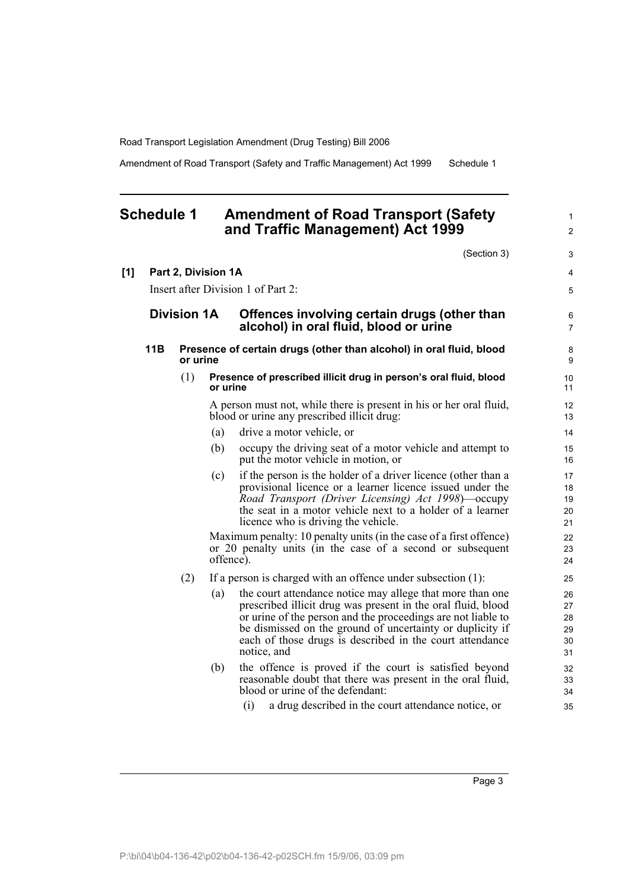# Schedule 1 Amendment of Road Transport (Safety and Traffic Management) Act 1999

(Section 3)

**[1] Part 2, Division 1A**

Insert after Division 1 of Part 2:

## Division 1A Offences involving certain drugs (other than alcohol) in oral fluid, blood or urine

### 11B Presence of certain drugs (other than alcohol) in oral fluid, blood or urine

(1) **Presence of prescribed illicit drug in person's oral fluid, blood or urine**

A person must not, while there is present in his or her oral fluid, blood or urine any prescribed illicit drug:

(a) drive a motor vehicle, or

(b) occupy the driving seat of a motor vehicle and attempt to put the motor vehicle in motion, or

(c) if the person is the holder of a driver licence (other than a provisional licence or a learner licence issued under the *Road Transport (Driver Licensing) Act 1998*)—occupy the seat in a motor vehicle next to a holder of a learner licence who is driving the vehicle.

Maximum penalty: 10 penalty units (in the case of a first offence) or 20 penalty units (in the case of a second or subsequent offence).

(2) If a person is charged with an offence under subsection (1):

(a) the court attendance notice may allege that more than one prescribed illicit drug was present in the oral fluid, blood or urine of the person and the proceedings are not liable to be dismissed on the ground of uncertainty or duplicity if each of those drugs is described in the court attendance notice, and

(b) the offence is proved if the court is satisfied beyond reasonable doubt that there was present in the oral fluid, blood or urine of the defendant:

(i) a drug described in the court attendance notice, or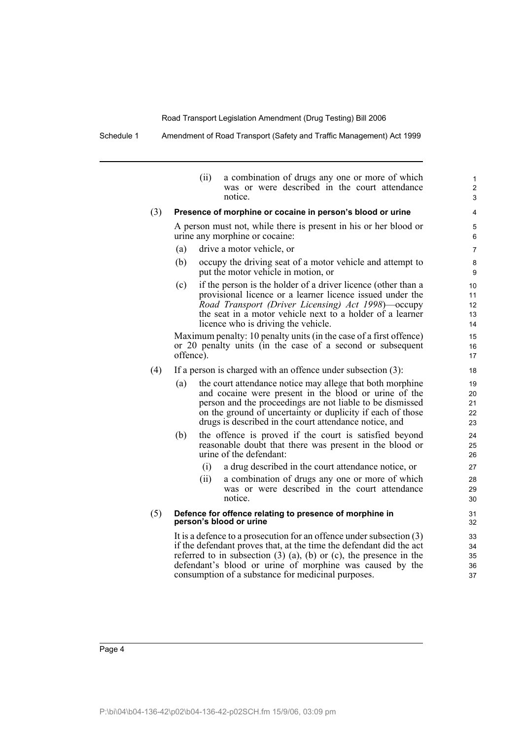(ii) a combination of drugs any one or more of which was or were described in the court attendance notice.

(3) **Presence of morphine or cocaine in person's blood or urine**

A person must not, while there is present in his or her blood or urine any morphine or cocaine:

- (a) drive a motor vehicle, or
- (b) occupy the driving seat of a motor vehicle and attempt to put the motor vehicle in motion, or
- (c) if the person is the holder of a driver licence (other than a provisional licence or a learner licence issued under the *Road Transport (Driver Licensing) Act 1998*)—occupy the seat in a motor vehicle next to a holder of a learner licence who is driving the vehicle.

Maximum penalty: 10 penalty units (in the case of a first offence) or 20 penalty units (in the case of a second or subsequent offence).

(4) If a person is charged with an offence under subsection (3):

- (a) the court attendance notice may allege that both morphine and cocaine were present in the blood or urine of the person and the proceedings are not liable to be dismissed on the ground of uncertainty or duplicity if each of those drugs is described in the court attendance notice, and
- (b) the offence is proved if the court is satisfied beyond reasonable doubt that there was present in the blood or urine of the defendant:
  - (i) a drug described in the court attendance notice, or
  - (ii) a combination of drugs any one or more of which was or were described in the court attendance notice.

(5) **Defence for offence relating to presence of morphine in person's blood or urine**

It is a defence to a prosecution for an offence under subsection (3) if the defendant proves that, at the time the defendant did the act referred to in subsection (3) (a), (b) or (c), the presence in the defendant's blood or urine of morphine was caused by the consumption of a substance for medicinal purposes.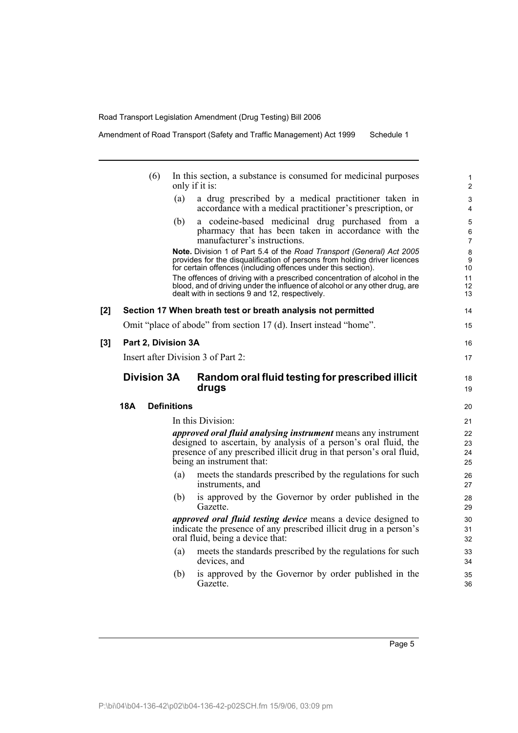(6) In this section, a substance is consumed for medicinal purposes only if it is:

(a) a drug prescribed by a medical practitioner taken in accordance with a medical practitioner's prescription, or

(b) a codeine-based medicinal drug purchased from a pharmacy that has been taken in accordance with the manufacturer's instructions.

**Note.** Division 1 of Part 5.4 of the *Road Transport (General) Act 2005* provides for the disqualification of persons from holding driver licences for certain offences (including offences under this section).

The offences of driving with a prescribed concentration of alcohol in the blood, and of driving under the influence of alcohol or any other drug, are dealt with in sections 9 and 12, respectively.

**[2] Section 17 When breath test or breath analysis not permitted**

Omit "place of abode" from section 17 (d). Insert instead "home".

**[3] Part 2, Division 3A**

Insert after Division 3 of Part 2:

## Division 3A Random oral fluid testing for prescribed illicit drugs

### 18A Definitions

In this Division:

***approved oral fluid analysing instrument*** means any instrument designed to ascertain, by analysis of a person's oral fluid, the presence of any prescribed illicit drug in that person's oral fluid, being an instrument that:

(a) meets the standards prescribed by the regulations for such instruments, and

(b) is approved by the Governor by order published in the Gazette.

***approved oral fluid testing device*** means a device designed to indicate the presence of any prescribed illicit drug in a person's oral fluid, being a device that:

(a) meets the standards prescribed by the regulations for such devices, and

(b) is approved by the Governor by order published in the Gazette.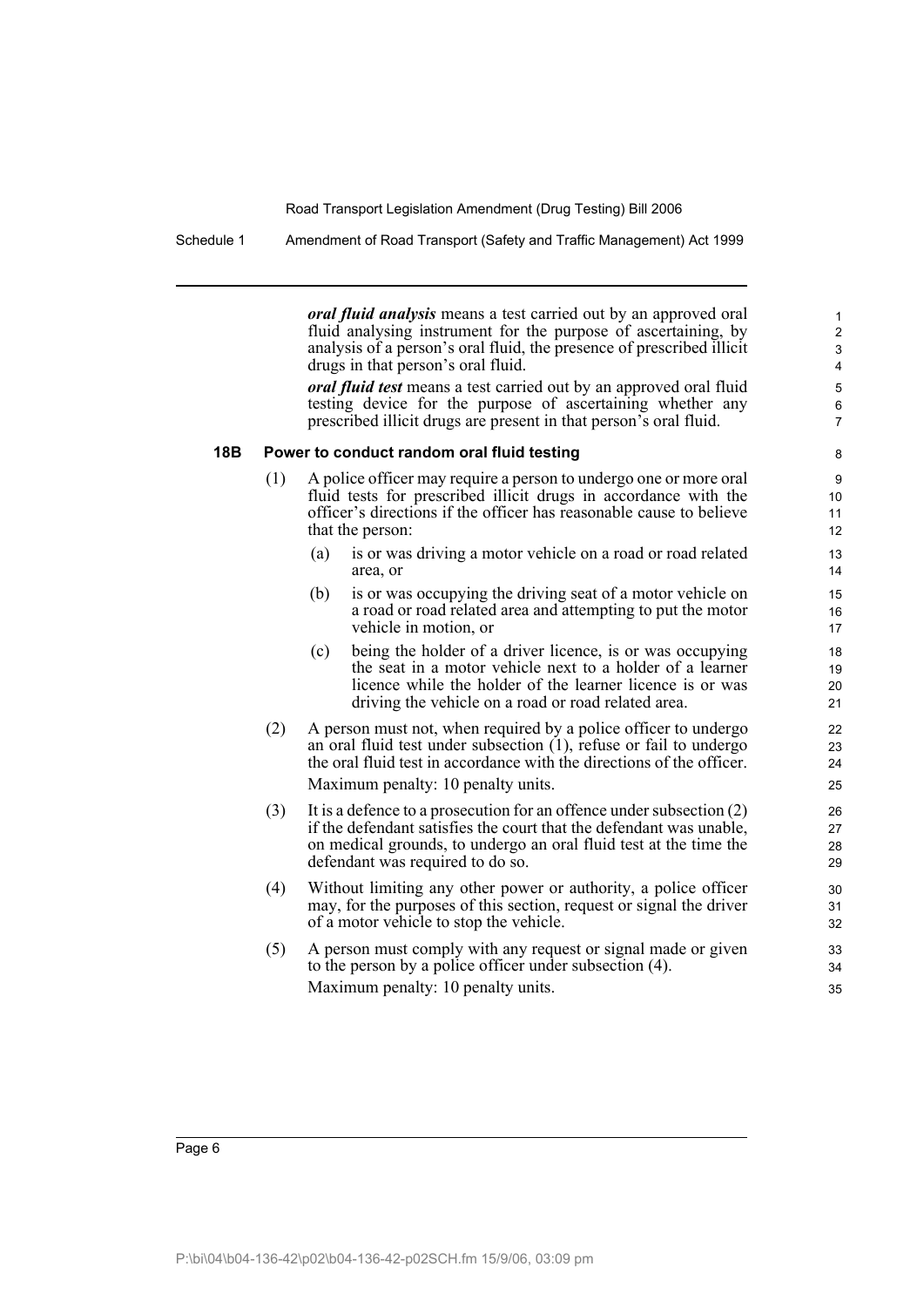***oral fluid analysis*** means a test carried out by an approved oral fluid analysing instrument for the purpose of ascertaining, by analysis of a person's oral fluid, the presence of prescribed illicit drugs in that person's oral fluid.

***oral fluid test*** means a test carried out by an approved oral fluid testing device for the purpose of ascertaining whether any prescribed illicit drugs are present in that person's oral fluid.

### 18B Power to conduct random oral fluid testing

(1) A police officer may require a person to undergo one or more oral fluid tests for prescribed illicit drugs in accordance with the officer's directions if the officer has reasonable cause to believe that the person:

- (a) is or was driving a motor vehicle on a road or road related area, or
- (b) is or was occupying the driving seat of a motor vehicle on a road or road related area and attempting to put the motor vehicle in motion, or
- (c) being the holder of a driver licence, is or was occupying the seat in a motor vehicle next to a holder of a learner licence while the holder of the learner licence is or was driving the vehicle on a road or road related area.

(2) A person must not, when required by a police officer to undergo an oral fluid test under subsection (1), refuse or fail to undergo the oral fluid test in accordance with the directions of the officer.

Maximum penalty: 10 penalty units.

(3) It is a defence to a prosecution for an offence under subsection (2) if the defendant satisfies the court that the defendant was unable, on medical grounds, to undergo an oral fluid test at the time the defendant was required to do so.

(4) Without limiting any other power or authority, a police officer may, for the purposes of this section, request or signal the driver of a motor vehicle to stop the vehicle.

(5) A person must comply with any request or signal made or given to the person by a police officer under subsection (4).

Maximum penalty: 10 penalty units.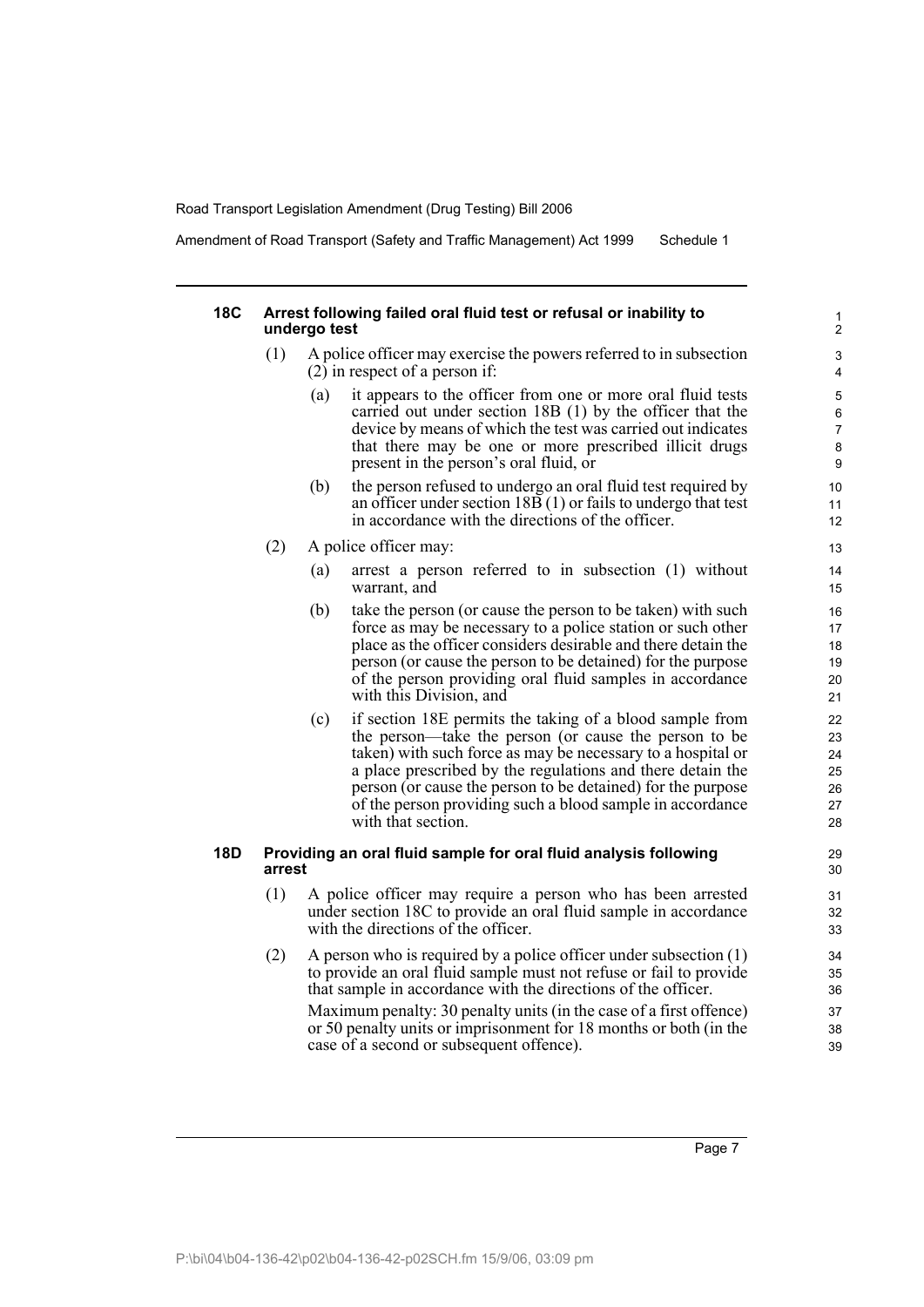### 18C Arrest following failed oral fluid test or refusal or inability to undergo test

(1) A police officer may exercise the powers referred to in subsection (2) in respect of a person if:

(a) it appears to the officer from one or more oral fluid tests carried out under section 18B (1) by the officer that the device by means of which the test was carried out indicates that there may be one or more prescribed illicit drugs present in the person's oral fluid, or

(b) the person refused to undergo an oral fluid test required by an officer under section 18B (1) or fails to undergo that test in accordance with the directions of the officer.

(2) A police officer may:

(a) arrest a person referred to in subsection (1) without warrant, and

(b) take the person (or cause the person to be taken) with such force as may be necessary to a police station or such other place as the officer considers desirable and there detain the person (or cause the person to be detained) for the purpose of the person providing oral fluid samples in accordance with this Division, and

(c) if section 18E permits the taking of a blood sample from the person—take the person (or cause the person to be taken) with such force as may be necessary to a hospital or a place prescribed by the regulations and there detain the person (or cause the person to be detained) for the purpose of the person providing such a blood sample in accordance with that section.

### 18D Providing an oral fluid sample for oral fluid analysis following arrest

(1) A police officer may require a person who has been arrested under section 18C to provide an oral fluid sample in accordance with the directions of the officer.

(2) A person who is required by a police officer under subsection (1) to provide an oral fluid sample must not refuse or fail to provide that sample in accordance with the directions of the officer.

Maximum penalty: 30 penalty units (in the case of a first offence) or 50 penalty units or imprisonment for 18 months or both (in the case of a second or subsequent offence).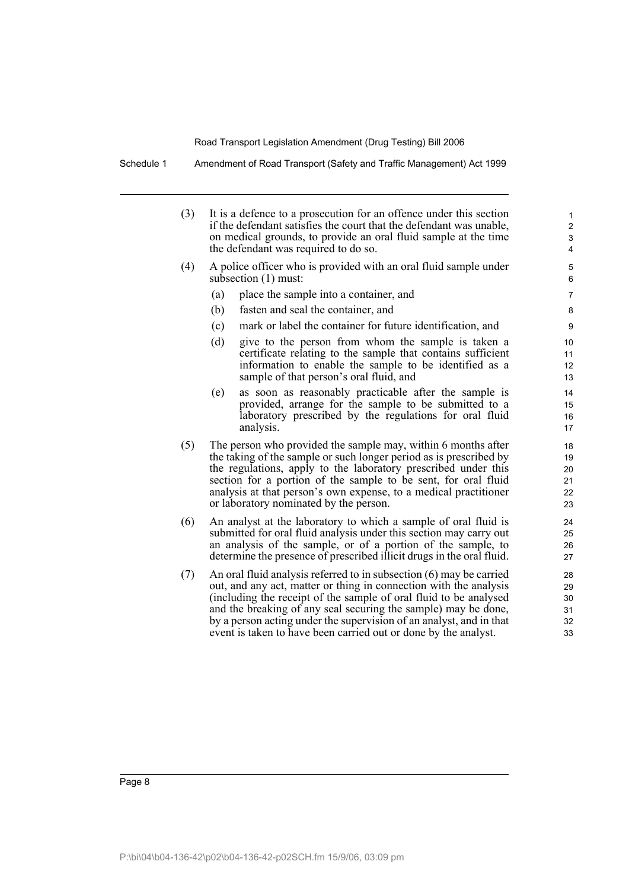(3) It is a defence to a prosecution for an offence under this section if the defendant satisfies the court that the defendant was unable, on medical grounds, to provide an oral fluid sample at the time the defendant was required to do so.

(4) A police officer who is provided with an oral fluid sample under subsection (1) must:

- (a) place the sample into a container, and
- (b) fasten and seal the container, and
- (c) mark or label the container for future identification, and
- (d) give to the person from whom the sample is taken a certificate relating to the sample that contains sufficient information to enable the sample to be identified as a sample of that person's oral fluid, and
- (e) as soon as reasonably practicable after the sample is provided, arrange for the sample to be submitted to a laboratory prescribed by the regulations for oral fluid analysis.

(5) The person who provided the sample may, within 6 months after the taking of the sample or such longer period as is prescribed by the regulations, apply to the laboratory prescribed under this section for a portion of the sample to be sent, for oral fluid analysis at that person's own expense, to a medical practitioner or laboratory nominated by the person.

(6) An analyst at the laboratory to which a sample of oral fluid is submitted for oral fluid analysis under this section may carry out an analysis of the sample, or of a portion of the sample, to determine the presence of prescribed illicit drugs in the oral fluid.

(7) An oral fluid analysis referred to in subsection (6) may be carried out, and any act, matter or thing in connection with the analysis (including the receipt of the sample of oral fluid to be analysed and the breaking of any seal securing the sample) may be done, by a person acting under the supervision of an analyst, and in that event is taken to have been carried out or done by the analyst.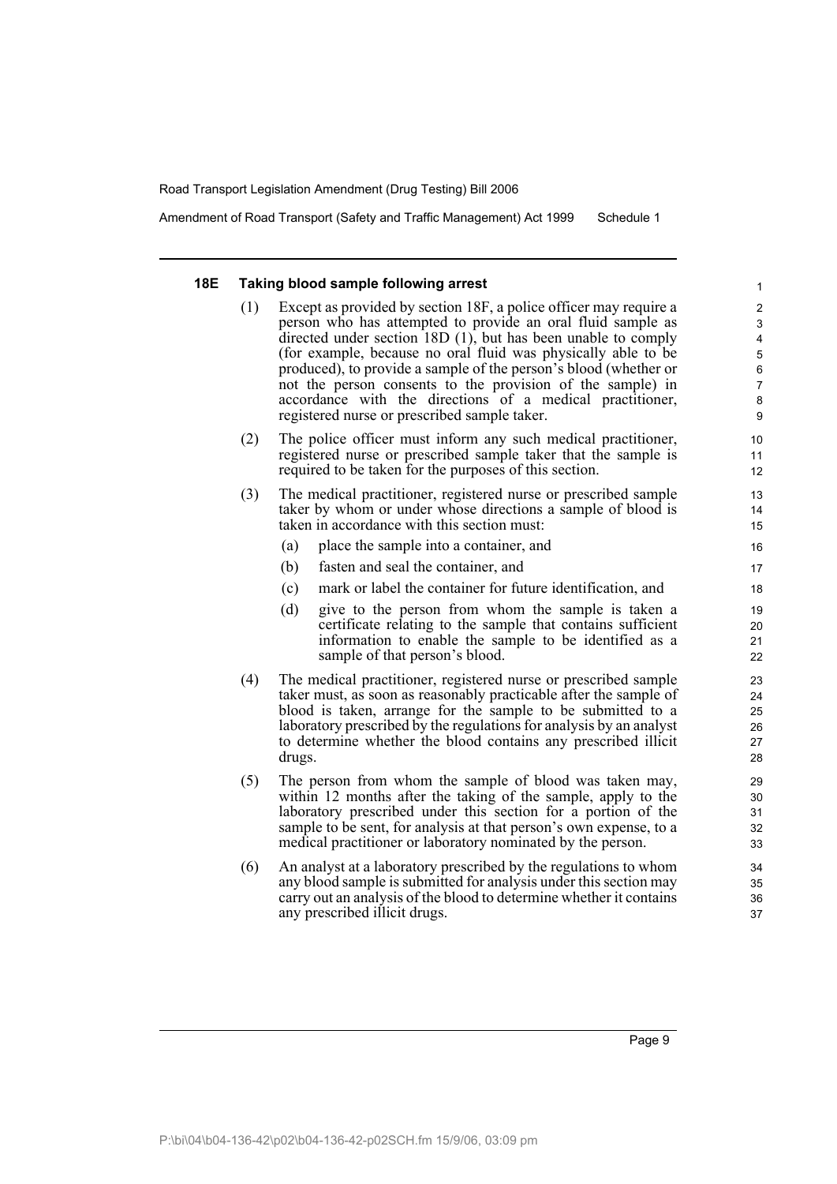### 18E Taking blood sample following arrest

(1) Except as provided by section 18F, a police officer may require a person who has attempted to provide an oral fluid sample as directed under section 18D (1), but has been unable to comply (for example, because no oral fluid was physically able to be produced), to provide a sample of the person's blood (whether or not the person consents to the provision of the sample) in accordance with the directions of a medical practitioner, registered nurse or prescribed sample taker.

(2) The police officer must inform any such medical practitioner, registered nurse or prescribed sample taker that the sample is required to be taken for the purposes of this section.

(3) The medical practitioner, registered nurse or prescribed sample taker by whom or under whose directions a sample of blood is taken in accordance with this section must:

- (a) place the sample into a container, and
- (b) fasten and seal the container, and
- (c) mark or label the container for future identification, and
- (d) give to the person from whom the sample is taken a certificate relating to the sample that contains sufficient information to enable the sample to be identified as a sample of that person's blood.

(4) The medical practitioner, registered nurse or prescribed sample taker must, as soon as reasonably practicable after the sample of blood is taken, arrange for the sample to be submitted to a laboratory prescribed by the regulations for analysis by an analyst to determine whether the blood contains any prescribed illicit drugs.

(5) The person from whom the sample of blood was taken may, within 12 months after the taking of the sample, apply to the laboratory prescribed under this section for a portion of the sample to be sent, for analysis at that person's own expense, to a medical practitioner or laboratory nominated by the person.

(6) An analyst at a laboratory prescribed by the regulations to whom any blood sample is submitted for analysis under this section may carry out an analysis of the blood to determine whether it contains any prescribed illicit drugs.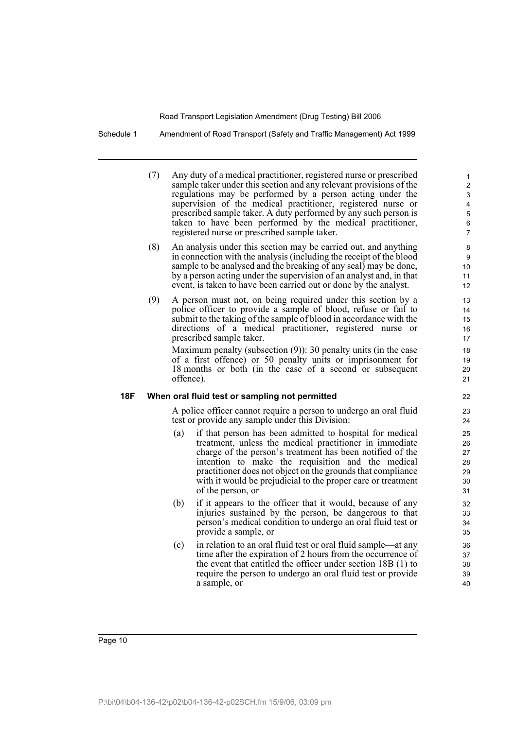(7) Any duty of a medical practitioner, registered nurse or prescribed sample taker under this section and any relevant provisions of the regulations may be performed by a person acting under the supervision of the medical practitioner, registered nurse or prescribed sample taker. A duty performed by any such person is taken to have been performed by the medical practitioner, registered nurse or prescribed sample taker.

(8) An analysis under this section may be carried out, and anything in connection with the analysis (including the receipt of the blood sample to be analysed and the breaking of any seal) may be done, by a person acting under the supervision of an analyst and, in that event, is taken to have been carried out or done by the analyst.

(9) A person must not, on being required under this section by a police officer to provide a sample of blood, refuse or fail to submit to the taking of the sample of blood in accordance with the directions of a medical practitioner, registered nurse or prescribed sample taker.

Maximum penalty (subsection (9)): 30 penalty units (in the case of a first offence) or 50 penalty units or imprisonment for 18 months or both (in the case of a second or subsequent offence).

**18F When oral fluid test or sampling not permitted**

A police officer cannot require a person to undergo an oral fluid test or provide any sample under this Division:

(a) if that person has been admitted to hospital for medical treatment, unless the medical practitioner in immediate charge of the person's treatment has been notified of the intention to make the requisition and the medical practitioner does not object on the grounds that compliance with it would be prejudicial to the proper care or treatment of the person, or

(b) if it appears to the officer that it would, because of any injuries sustained by the person, be dangerous to that person's medical condition to undergo an oral fluid test or provide a sample, or

(c) in relation to an oral fluid test or oral fluid sample—at any time after the expiration of 2 hours from the occurrence of the event that entitled the officer under section 18B (1) to require the person to undergo an oral fluid test or provide a sample, or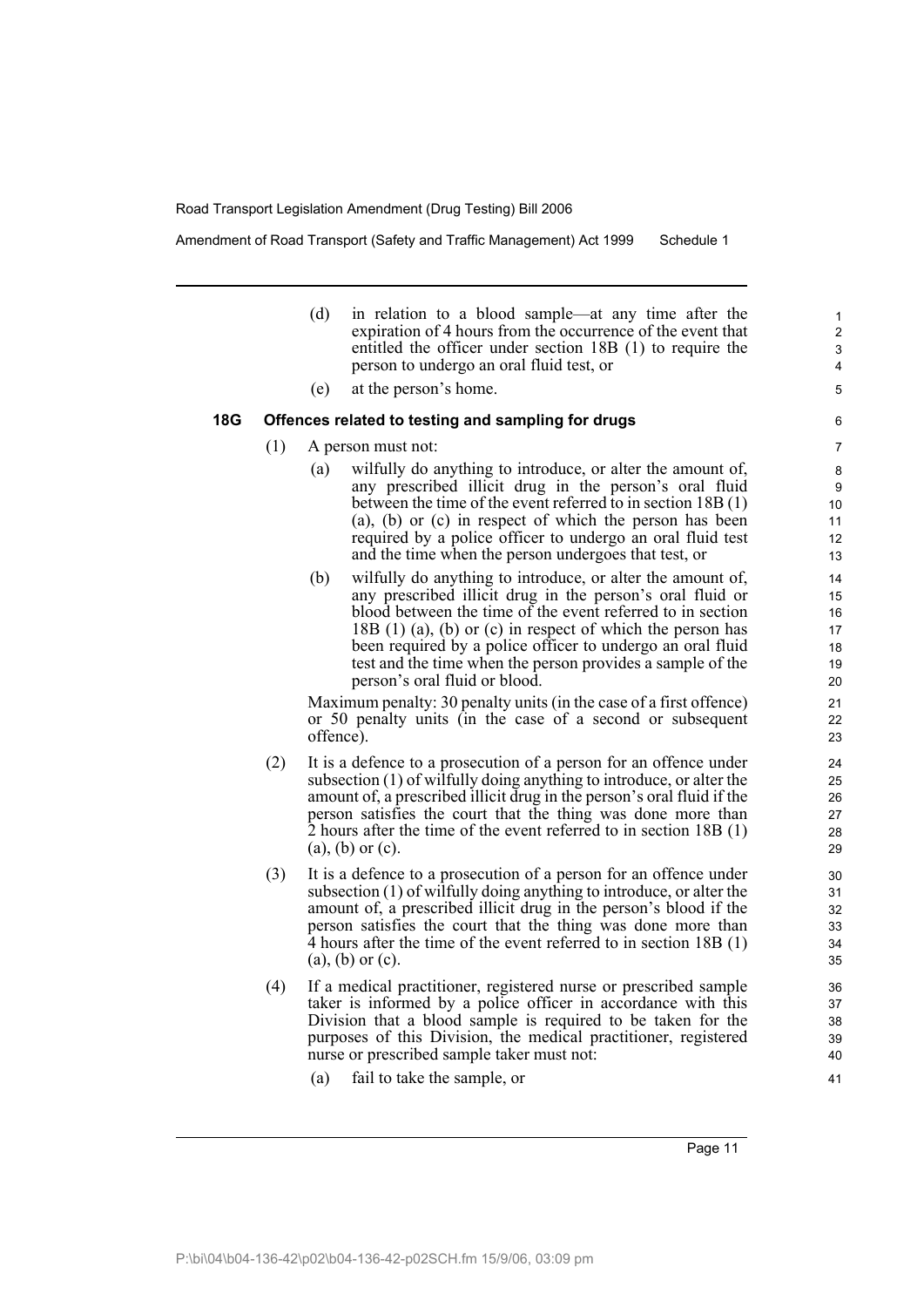(d) in relation to a blood sample—at any time after the expiration of 4 hours from the occurrence of the event that entitled the officer under section 18B (1) to require the person to undergo an oral fluid test, or

(e) at the person's home.

### 18G Offences related to testing and sampling for drugs

(1) A person must not:

(a) wilfully do anything to introduce, or alter the amount of, any prescribed illicit drug in the person's oral fluid between the time of the event referred to in section 18B (1) (a), (b) or (c) in respect of which the person has been required by a police officer to undergo an oral fluid test and the time when the person undergoes that test, or

(b) wilfully do anything to introduce, or alter the amount of, any prescribed illicit drug in the person's oral fluid or blood between the time of the event referred to in section 18B (1) (a), (b) or (c) in respect of which the person has been required by a police officer to undergo an oral fluid test and the time when the person provides a sample of the person's oral fluid or blood.

Maximum penalty: 30 penalty units (in the case of a first offence) or 50 penalty units (in the case of a second or subsequent offence).

(2) It is a defence to a prosecution of a person for an offence under subsection (1) of wilfully doing anything to introduce, or alter the amount of, a prescribed illicit drug in the person's oral fluid if the person satisfies the court that the thing was done more than 2 hours after the time of the event referred to in section 18B (1) (a), (b) or (c).

(3) It is a defence to a prosecution of a person for an offence under subsection (1) of wilfully doing anything to introduce, or alter the amount of, a prescribed illicit drug in the person's blood if the person satisfies the court that the thing was done more than 4 hours after the time of the event referred to in section 18B (1) (a), (b) or (c).

(4) If a medical practitioner, registered nurse or prescribed sample taker is informed by a police officer in accordance with this Division that a blood sample is required to be taken for the purposes of this Division, the medical practitioner, registered nurse or prescribed sample taker must not:

(a) fail to take the sample, or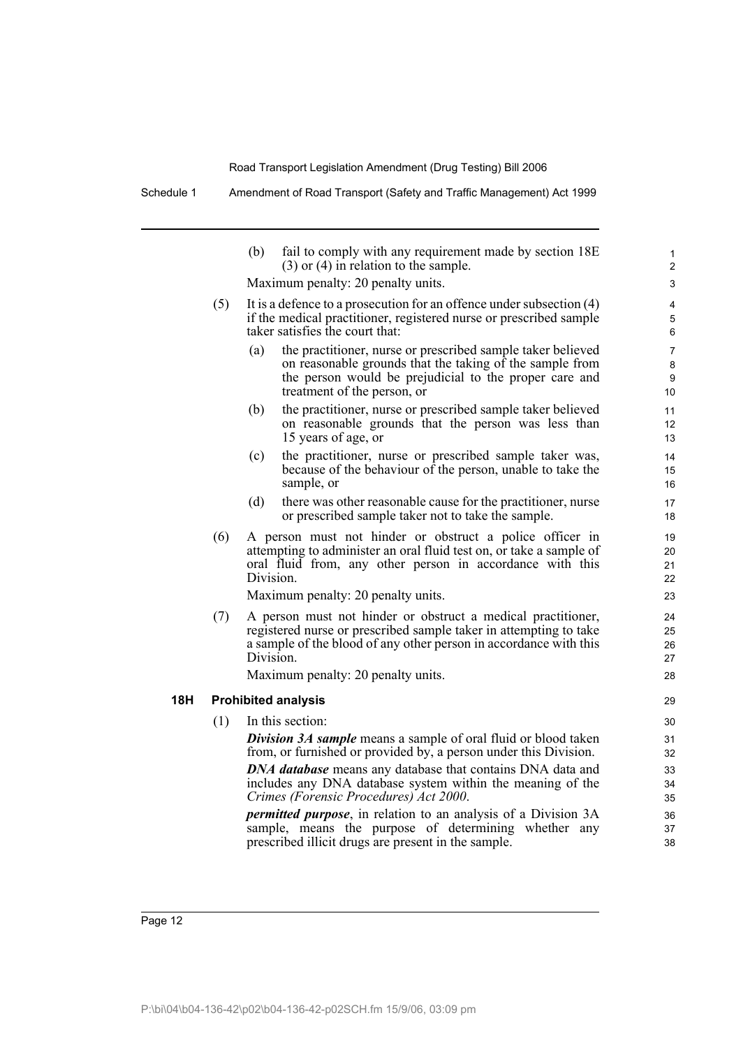(b) fail to comply with any requirement made by section 18E (3) or (4) in relation to the sample.

Maximum penalty: 20 penalty units.

(5) It is a defence to a prosecution for an offence under subsection (4) if the medical practitioner, registered nurse or prescribed sample taker satisfies the court that:

(a) the practitioner, nurse or prescribed sample taker believed on reasonable grounds that the taking of the sample from the person would be prejudicial to the proper care and treatment of the person, or

(b) the practitioner, nurse or prescribed sample taker believed on reasonable grounds that the person was less than 15 years of age, or

(c) the practitioner, nurse or prescribed sample taker was, because of the behaviour of the person, unable to take the sample, or

(d) there was other reasonable cause for the practitioner, nurse or prescribed sample taker not to take the sample.

(6) A person must not hinder or obstruct a police officer in attempting to administer an oral fluid test on, or take a sample of oral fluid from, any other person in accordance with this Division.

Maximum penalty: 20 penalty units.

(7) A person must not hinder or obstruct a medical practitioner, registered nurse or prescribed sample taker in attempting to take a sample of the blood of any other person in accordance with this Division.

Maximum penalty: 20 penalty units.

### 18H Prohibited analysis

(1) In this section:

***Division 3A sample*** means a sample of oral fluid or blood taken from, or furnished or provided by, a person under this Division.

***DNA database*** means any database that contains DNA data and includes any DNA database system within the meaning of the *Crimes (Forensic Procedures) Act 2000*.

***permitted purpose***, in relation to an analysis of a Division 3A sample, means the purpose of determining whether any prescribed illicit drugs are present in the sample.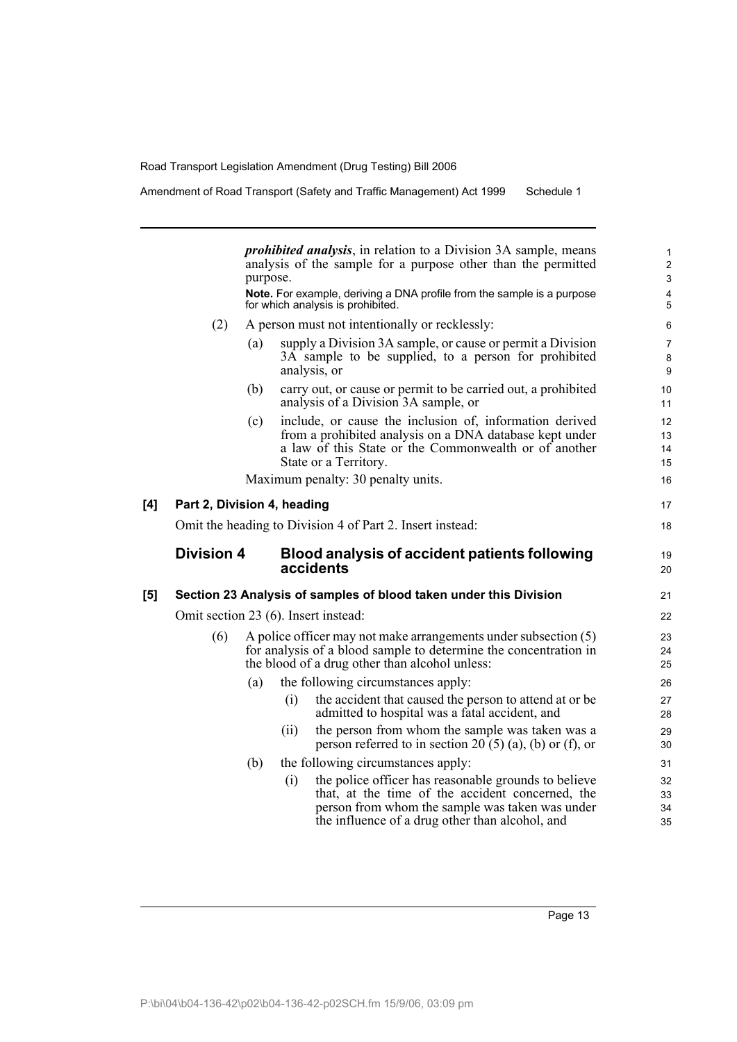***prohibited analysis***, in relation to a Division 3A sample, means analysis of the sample for a purpose other than the permitted purpose.

**Note.** For example, deriving a DNA profile from the sample is a purpose for which analysis is prohibited.

(2) A person must not intentionally or recklessly:

(a) supply a Division 3A sample, or cause or permit a Division 3A sample to be supplied, to a person for prohibited analysis, or

(b) carry out, or cause or permit to be carried out, a prohibited analysis of a Division 3A sample, or

(c) include, or cause the inclusion of, information derived from a prohibited analysis on a DNA database kept under a law of this State or the Commonwealth or of another State or a Territory.

Maximum penalty: 30 penalty units.

**[4] Part 2, Division 4, heading**

Omit the heading to Division 4 of Part 2. Insert instead:

## Division 4 Blood analysis of accident patients following accidents

**[5] Section 23 Analysis of samples of blood taken under this Division**

Omit section 23 (6). Insert instead:

(6) A police officer may not make arrangements under subsection (5) for analysis of a blood sample to determine the concentration in the blood of a drug other than alcohol unless:

(a) the following circumstances apply:

(i) the accident that caused the person to attend at or be admitted to hospital was a fatal accident, and

(ii) the person from whom the sample was taken was a person referred to in section 20 (5) (a), (b) or (f), or

(b) the following circumstances apply:

(i) the police officer has reasonable grounds to believe that, at the time of the accident concerned, the person from whom the sample was taken was under the influence of a drug other than alcohol, and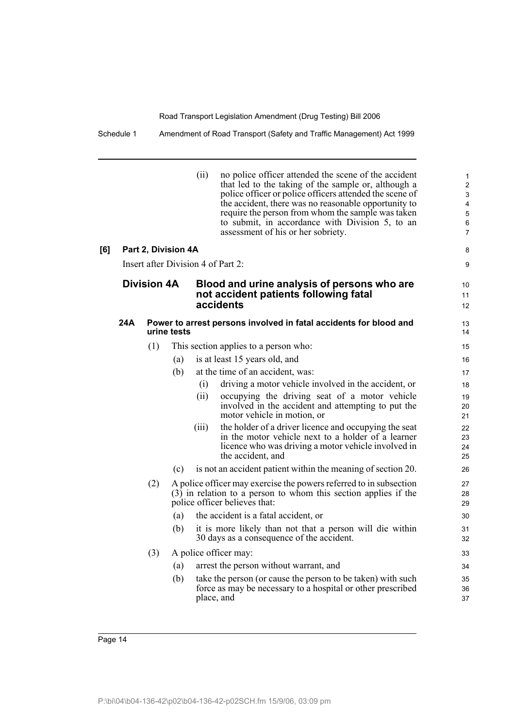(ii) no police officer attended the scene of the accident that led to the taking of the sample or, although a police officer or police officers attended the scene of the accident, there was no reasonable opportunity to require the person from whom the sample was taken to submit, in accordance with Division 5, to an assessment of his or her sobriety.

**[6] Part 2, Division 4A**

Insert after Division 4 of Part 2:

## Division 4A Blood and urine analysis of persons who are not accident patients following fatal accidents

### 24A Power to arrest persons involved in fatal accidents for blood and urine tests

(1) This section applies to a person who:

(a) is at least 15 years old, and

(b) at the time of an accident, was:

(i) driving a motor vehicle involved in the accident, or

(ii) occupying the driving seat of a motor vehicle involved in the accident and attempting to put the motor vehicle in motion, or

(iii) the holder of a driver licence and occupying the seat in the motor vehicle next to a holder of a learner licence who was driving a motor vehicle involved in the accident, and

(c) is not an accident patient within the meaning of section 20.

(2) A police officer may exercise the powers referred to in subsection (3) in relation to a person to whom this section applies if the police officer believes that:

(a) the accident is a fatal accident, or

(b) it is more likely than not that a person will die within 30 days as a consequence of the accident.

(3) A police officer may:

(a) arrest the person without warrant, and

(b) take the person (or cause the person to be taken) with such force as may be necessary to a hospital or other prescribed place, and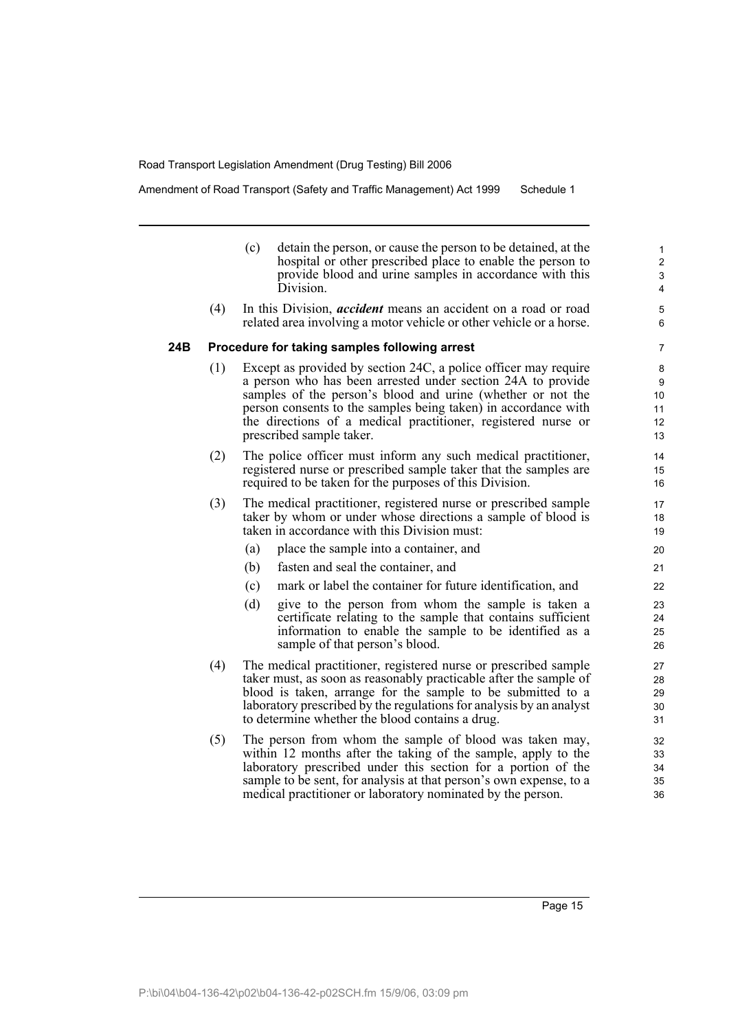(c) detain the person, or cause the person to be detained, at the hospital or other prescribed place to enable the person to provide blood and urine samples in accordance with this Division.

(4) In this Division, ***accident*** means an accident on a road or road related area involving a motor vehicle or other vehicle or a horse.

### 24B Procedure for taking samples following arrest

(1) Except as provided by section 24C, a police officer may require a person who has been arrested under section 24A to provide samples of the person's blood and urine (whether or not the person consents to the samples being taken) in accordance with the directions of a medical practitioner, registered nurse or prescribed sample taker.

(2) The police officer must inform any such medical practitioner, registered nurse or prescribed sample taker that the samples are required to be taken for the purposes of this Division.

(3) The medical practitioner, registered nurse or prescribed sample taker by whom or under whose directions a sample of blood is taken in accordance with this Division must:

(a) place the sample into a container, and

(b) fasten and seal the container, and

(c) mark or label the container for future identification, and

(d) give to the person from whom the sample is taken a certificate relating to the sample that contains sufficient information to enable the sample to be identified as a sample of that person's blood.

(4) The medical practitioner, registered nurse or prescribed sample taker must, as soon as reasonably practicable after the sample of blood is taken, arrange for the sample to be submitted to a laboratory prescribed by the regulations for analysis by an analyst to determine whether the blood contains a drug.

(5) The person from whom the sample of blood was taken may, within 12 months after the taking of the sample, apply to the laboratory prescribed under this section for a portion of the sample to be sent, for analysis at that person's own expense, to a medical practitioner or laboratory nominated by the person.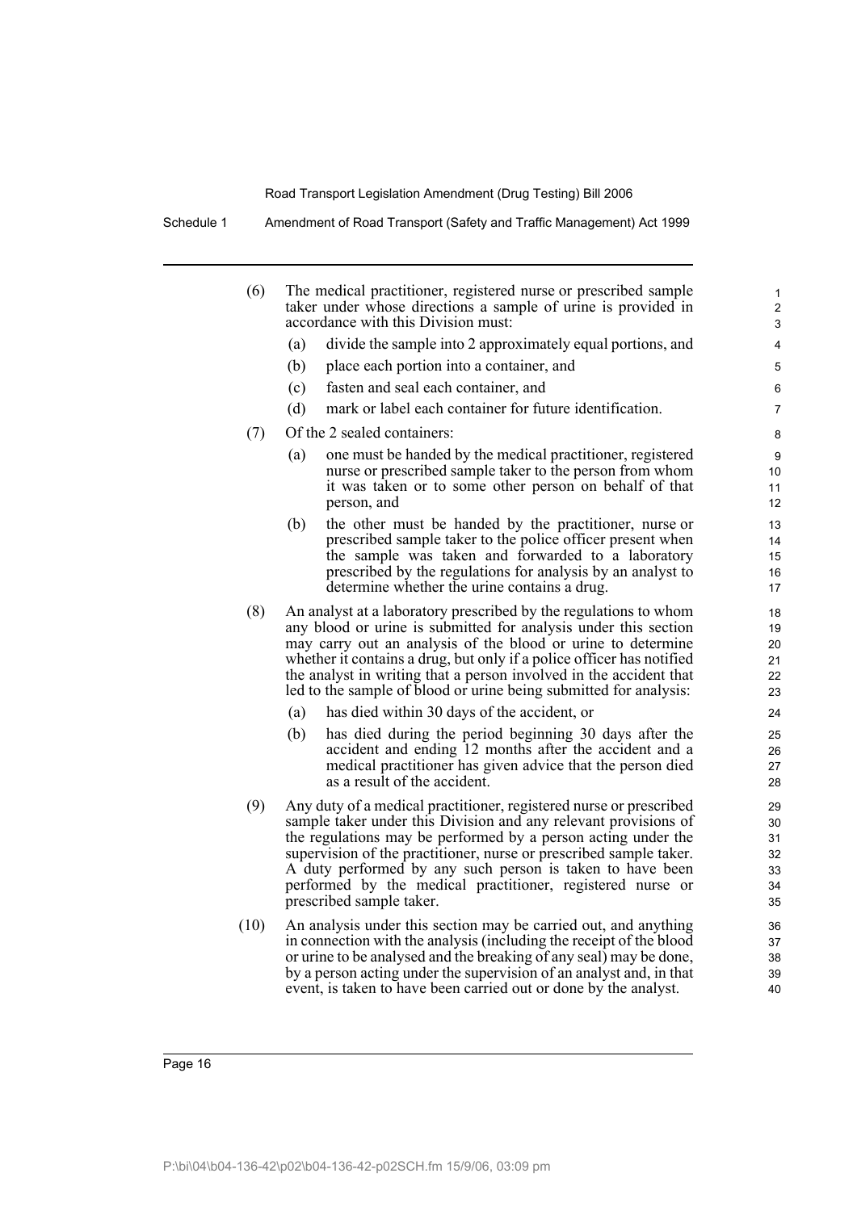(6) The medical practitioner, registered nurse or prescribed sample taker under whose directions a sample of urine is provided in accordance with this Division must:

   (a) divide the sample into 2 approximately equal portions, and
   (b) place each portion into a container, and
   (c) fasten and seal each container, and
   (d) mark or label each container for future identification.

(7) Of the 2 sealed containers:

   (a) one must be handed by the medical practitioner, registered nurse or prescribed sample taker to the person from whom it was taken or to some other person on behalf of that person, and
   (b) the other must be handed by the practitioner, nurse or prescribed sample taker to the police officer present when the sample was taken and forwarded to a laboratory prescribed by the regulations for analysis by an analyst to determine whether the urine contains a drug.

(8) An analyst at a laboratory prescribed by the regulations to whom any blood or urine is submitted for analysis under this section may carry out an analysis of the blood or urine to determine whether it contains a drug, but only if a police officer has notified the analyst in writing that a person involved in the accident that led to the sample of blood or urine being submitted for analysis:

   (a) has died within 30 days of the accident, or
   (b) has died during the period beginning 30 days after the accident and ending 12 months after the accident and a medical practitioner has given advice that the person died as a result of the accident.

(9) Any duty of a medical practitioner, registered nurse or prescribed sample taker under this Division and any relevant provisions of the regulations may be performed by a person acting under the supervision of the practitioner, nurse or prescribed sample taker. A duty performed by any such person is taken to have been performed by the medical practitioner, registered nurse or prescribed sample taker.

(10) An analysis under this section may be carried out, and anything in connection with the analysis (including the receipt of the blood or urine to be analysed and the breaking of any seal) may be done, by a person acting under the supervision of an analyst and, in that event, is taken to have been carried out or done by the analyst.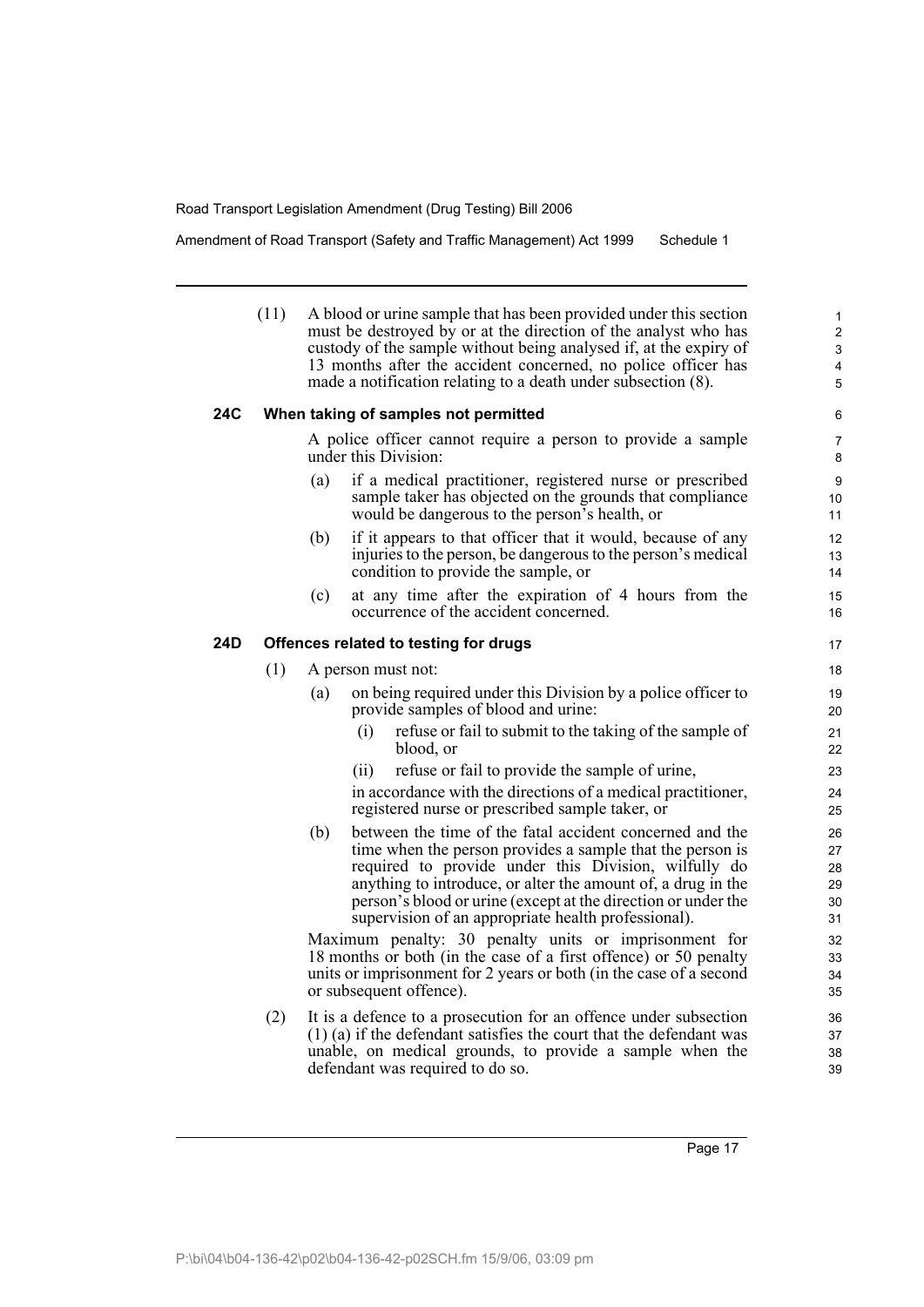(11) A blood or urine sample that has been provided under this section must be destroyed by or at the direction of the analyst who has custody of the sample without being analysed if, at the expiry of 13 months after the accident concerned, no police officer has made a notification relating to a death under subsection (8).

### 24C When taking of samples not permitted

A police officer cannot require a person to provide a sample under this Division:

(a) if a medical practitioner, registered nurse or prescribed sample taker has objected on the grounds that compliance would be dangerous to the person's health, or

(b) if it appears to that officer that it would, because of any injuries to the person, be dangerous to the person's medical condition to provide the sample, or

(c) at any time after the expiration of 4 hours from the occurrence of the accident concerned.

### 24D Offences related to testing for drugs

(1) A person must not:

(a) on being required under this Division by a police officer to provide samples of blood and urine:

(i) refuse or fail to submit to the taking of the sample of blood, or

(ii) refuse or fail to provide the sample of urine,

in accordance with the directions of a medical practitioner, registered nurse or prescribed sample taker, or

(b) between the time of the fatal accident concerned and the time when the person provides a sample that the person is required to provide under this Division, wilfully do anything to introduce, or alter the amount of, a drug in the person's blood or urine (except at the direction or under the supervision of an appropriate health professional).

Maximum penalty: 30 penalty units or imprisonment for 18 months or both (in the case of a first offence) or 50 penalty units or imprisonment for 2 years or both (in the case of a second or subsequent offence).

(2) It is a defence to a prosecution for an offence under subsection (1) (a) if the defendant satisfies the court that the defendant was unable, on medical grounds, to provide a sample when the defendant was required to do so.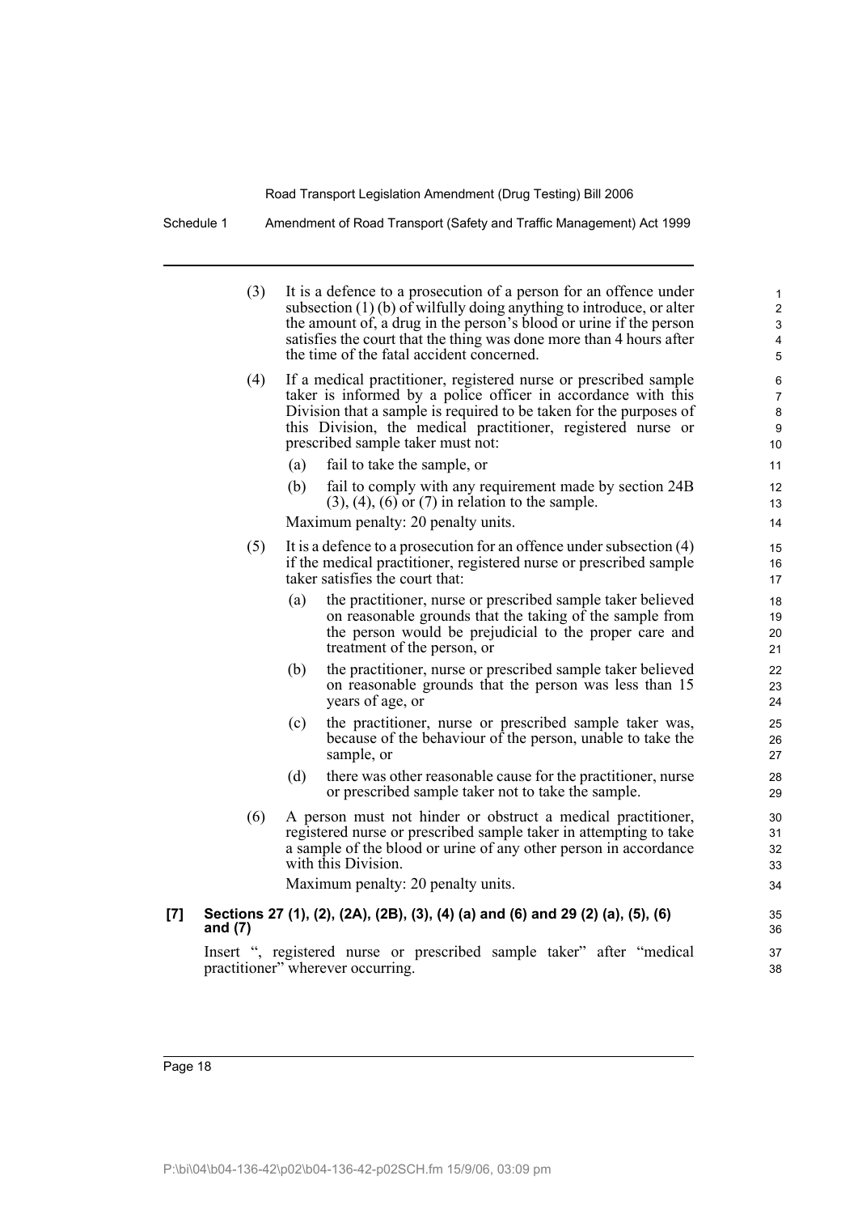(3) It is a defence to a prosecution of a person for an offence under subsection (1) (b) of wilfully doing anything to introduce, or alter the amount of, a drug in the person's blood or urine if the person satisfies the court that the thing was done more than 4 hours after the time of the fatal accident concerned.

(4) If a medical practitioner, registered nurse or prescribed sample taker is informed by a police officer in accordance with this Division that a sample is required to be taken for the purposes of this Division, the medical practitioner, registered nurse or prescribed sample taker must not:

- (a) fail to take the sample, or
- (b) fail to comply with any requirement made by section 24B (3), (4), (6) or (7) in relation to the sample.

Maximum penalty: 20 penalty units.

(5) It is a defence to a prosecution for an offence under subsection (4) if the medical practitioner, registered nurse or prescribed sample taker satisfies the court that:

- (a) the practitioner, nurse or prescribed sample taker believed on reasonable grounds that the taking of the sample from the person would be prejudicial to the proper care and treatment of the person, or
- (b) the practitioner, nurse or prescribed sample taker believed on reasonable grounds that the person was less than 15 years of age, or
- (c) the practitioner, nurse or prescribed sample taker was, because of the behaviour of the person, unable to take the sample, or
- (d) there was other reasonable cause for the practitioner, nurse or prescribed sample taker not to take the sample.

(6) A person must not hinder or obstruct a medical practitioner, registered nurse or prescribed sample taker in attempting to take a sample of the blood or urine of any other person in accordance with this Division.

Maximum penalty: 20 penalty units.

**[7] Sections 27 (1), (2), (2A), (2B), (3), (4) (a) and (6) and 29 (2) (a), (5), (6) and (7)**

Insert ", registered nurse or prescribed sample taker" after "medical practitioner" wherever occurring.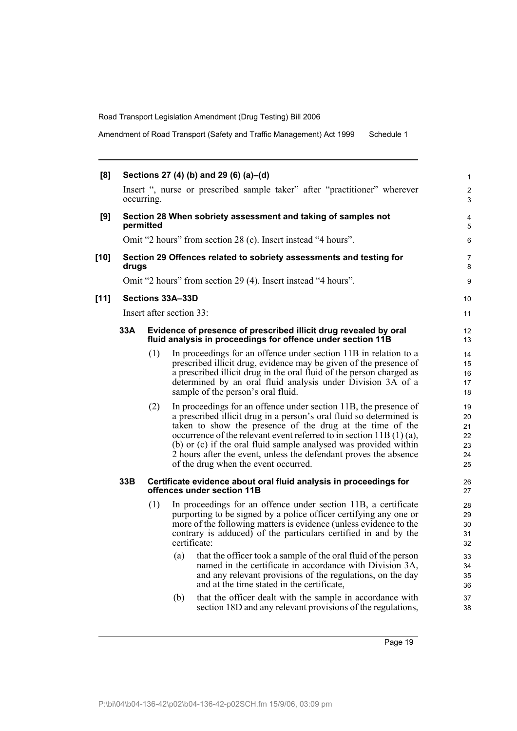**[8] Sections 27 (4) (b) and 29 (6) (a)–(d)**

Insert ", nurse or prescribed sample taker" after "practitioner" wherever occurring.

**[9] Section 28 When sobriety assessment and taking of samples not permitted**

Omit "2 hours" from section 28 (c). Insert instead "4 hours".

**[10] Section 29 Offences related to sobriety assessments and testing for drugs**

Omit "2 hours" from section 29 (4). Insert instead "4 hours".

**[11] Sections 33A–33D**

Insert after section 33:

**33A Evidence of presence of prescribed illicit drug revealed by oral fluid analysis in proceedings for offence under section 11B**

(1) In proceedings for an offence under section 11B in relation to a prescribed illicit drug, evidence may be given of the presence of a prescribed illicit drug in the oral fluid of the person charged as determined by an oral fluid analysis under Division 3A of a sample of the person's oral fluid.

(2) In proceedings for an offence under section 11B, the presence of a prescribed illicit drug in a person's oral fluid so determined is taken to show the presence of the drug at the time of the occurrence of the relevant event referred to in section 11B (1) (a), (b) or (c) if the oral fluid sample analysed was provided within 2 hours after the event, unless the defendant proves the absence of the drug when the event occurred.

**33B Certificate evidence about oral fluid analysis in proceedings for offences under section 11B**

(1) In proceedings for an offence under section 11B, a certificate purporting to be signed by a police officer certifying any one or more of the following matters is evidence (unless evidence to the contrary is adduced) of the particulars certified in and by the certificate:

(a) that the officer took a sample of the oral fluid of the person named in the certificate in accordance with Division 3A, and any relevant provisions of the regulations, on the day and at the time stated in the certificate,

(b) that the officer dealt with the sample in accordance with section 18D and any relevant provisions of the regulations,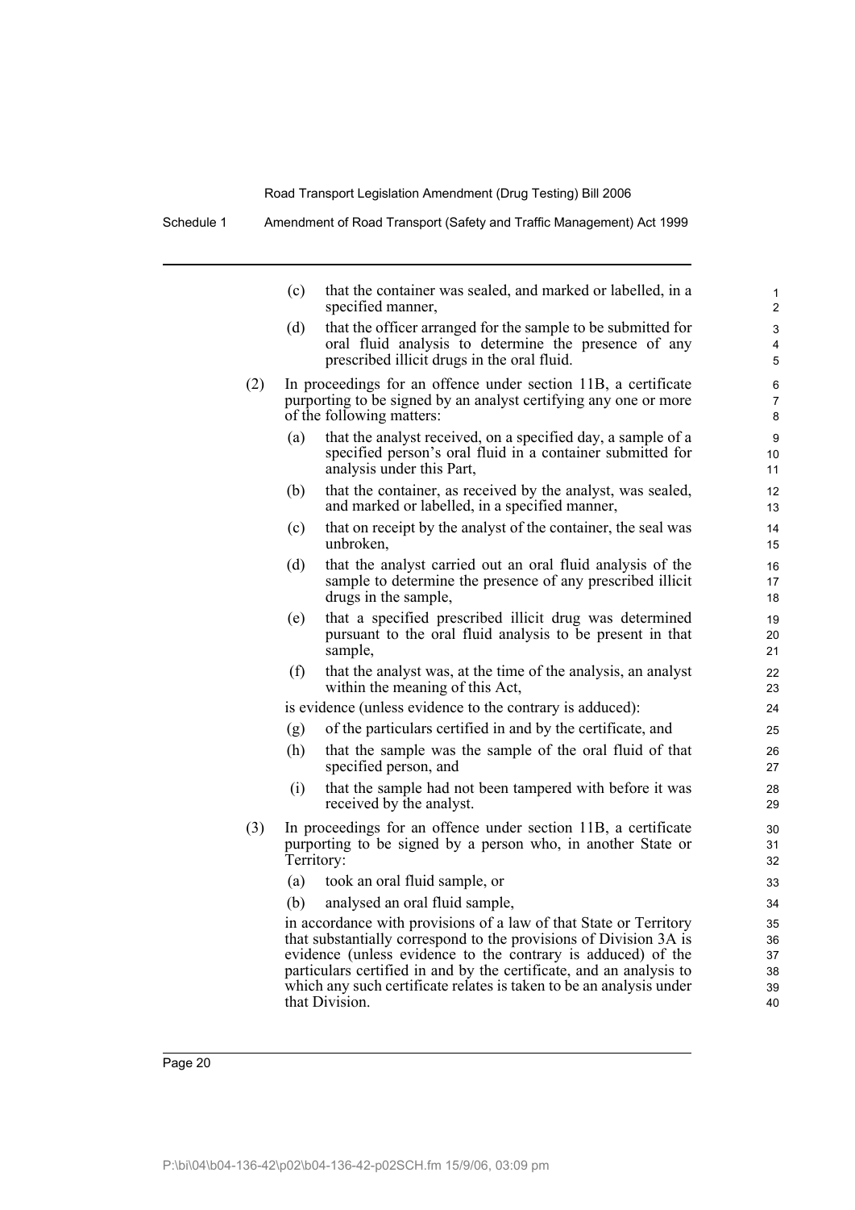(c) that the container was sealed, and marked or labelled, in a specified manner,

(d) that the officer arranged for the sample to be submitted for oral fluid analysis to determine the presence of any prescribed illicit drugs in the oral fluid.

(2) In proceedings for an offence under section 11B, a certificate purporting to be signed by an analyst certifying any one or more of the following matters:

(a) that the analyst received, on a specified day, a sample of a specified person's oral fluid in a container submitted for analysis under this Part,

(b) that the container, as received by the analyst, was sealed, and marked or labelled, in a specified manner,

(c) that on receipt by the analyst of the container, the seal was unbroken,

(d) that the analyst carried out an oral fluid analysis of the sample to determine the presence of any prescribed illicit drugs in the sample,

(e) that a specified prescribed illicit drug was determined pursuant to the oral fluid analysis to be present in that sample,

(f) that the analyst was, at the time of the analysis, an analyst within the meaning of this Act,

is evidence (unless evidence to the contrary is adduced):

(g) of the particulars certified in and by the certificate, and

(h) that the sample was the sample of the oral fluid of that specified person, and

(i) that the sample had not been tampered with before it was received by the analyst.

(3) In proceedings for an offence under section 11B, a certificate purporting to be signed by a person who, in another State or Territory:

(a) took an oral fluid sample, or

(b) analysed an oral fluid sample,

in accordance with provisions of a law of that State or Territory that substantially correspond to the provisions of Division 3A is evidence (unless evidence to the contrary is adduced) of the particulars certified in and by the certificate, and an analysis to which any such certificate relates is taken to be an analysis under that Division.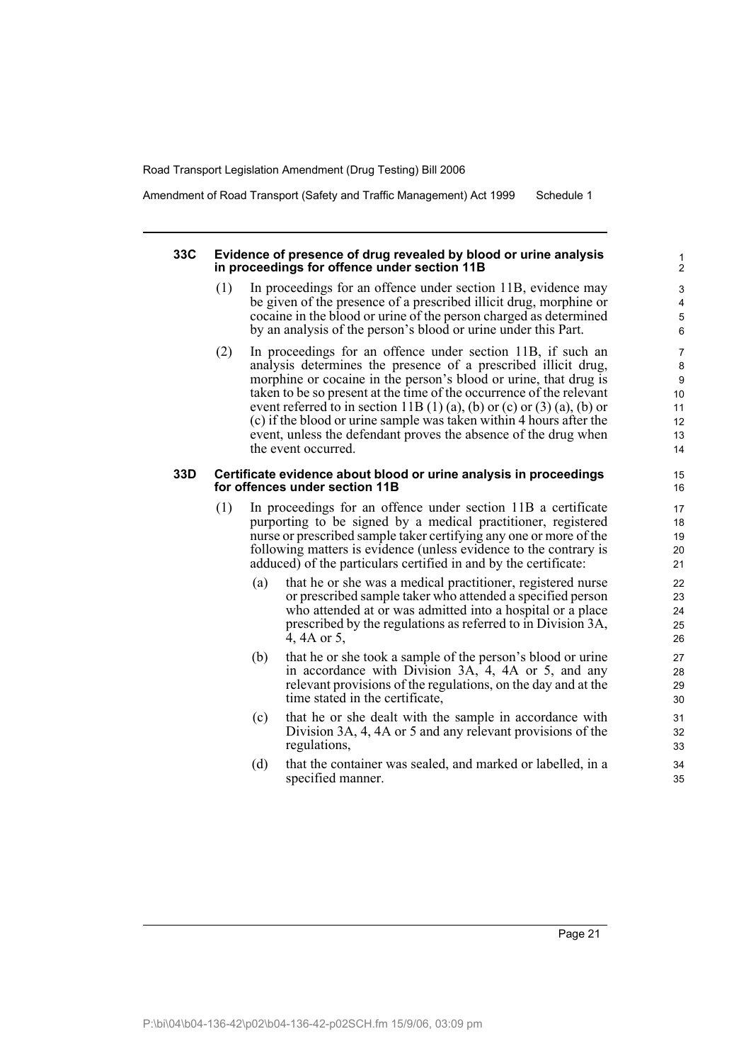#### 33C Evidence of presence of drug revealed by blood or urine analysis in proceedings for offence under section 11B

(1) In proceedings for an offence under section 11B, evidence may be given of the presence of a prescribed illicit drug, morphine or cocaine in the blood or urine of the person charged as determined by an analysis of the person's blood or urine under this Part.

(2) In proceedings for an offence under section 11B, if such an analysis determines the presence of a prescribed illicit drug, morphine or cocaine in the person's blood or urine, that drug is taken to be so present at the time of the occurrence of the relevant event referred to in section 11B (1) (a), (b) or (c) or (3) (a), (b) or (c) if the blood or urine sample was taken within 4 hours after the event, unless the defendant proves the absence of the drug when the event occurred.

#### 33D Certificate evidence about blood or urine analysis in proceedings for offences under section 11B

(1) In proceedings for an offence under section 11B a certificate purporting to be signed by a medical practitioner, registered nurse or prescribed sample taker certifying any one or more of the following matters is evidence (unless evidence to the contrary is adduced) of the particulars certified in and by the certificate:

- (a) that he or she was a medical practitioner, registered nurse or prescribed sample taker who attended a specified person who attended at or was admitted into a hospital or a place prescribed by the regulations as referred to in Division 3A, 4, 4A or 5,
- (b) that he or she took a sample of the person's blood or urine in accordance with Division 3A, 4, 4A or 5, and any relevant provisions of the regulations, on the day and at the time stated in the certificate,
- (c) that he or she dealt with the sample in accordance with Division 3A, 4, 4A or 5 and any relevant provisions of the regulations,
- (d) that the container was sealed, and marked or labelled, in a specified manner.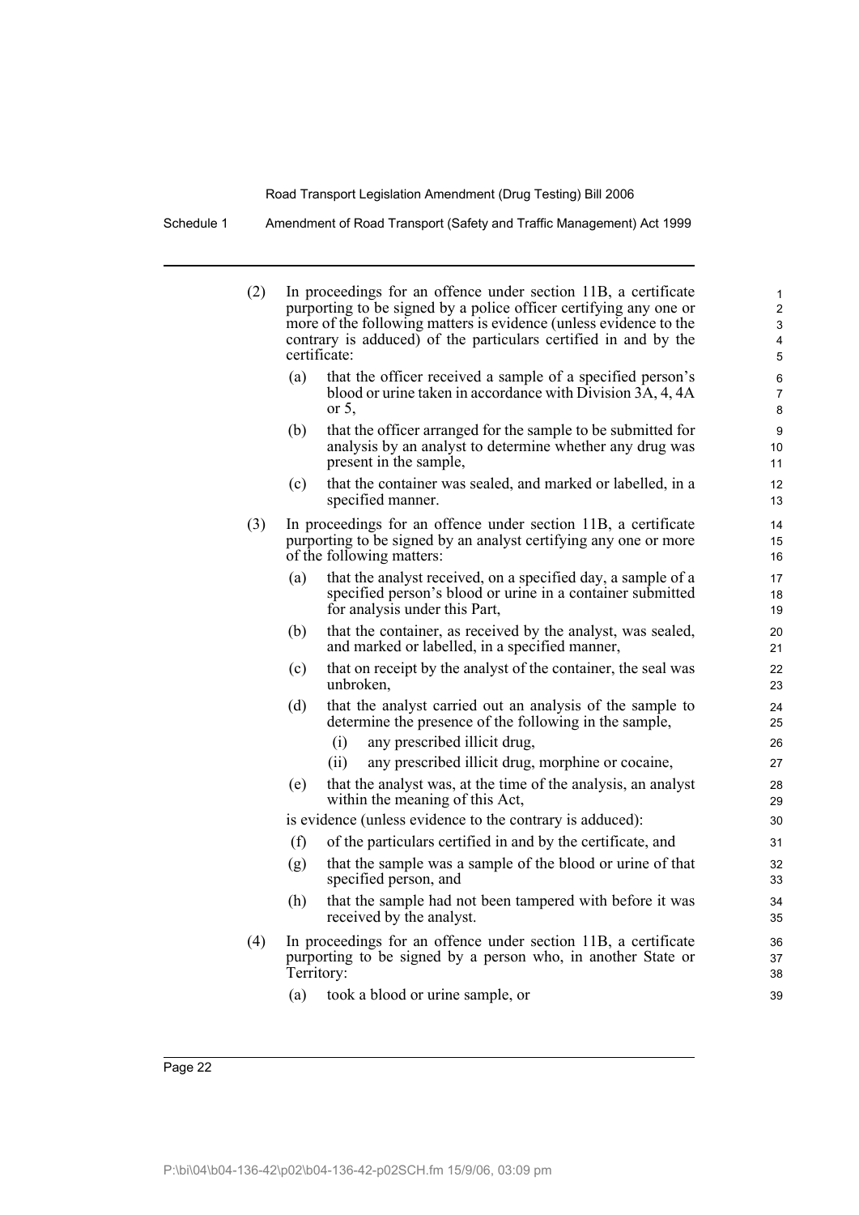(2) In proceedings for an offence under section 11B, a certificate purporting to be signed by a police officer certifying any one or more of the following matters is evidence (unless evidence to the contrary is adduced) of the particulars certified in and by the certificate:

  (a) that the officer received a sample of a specified person's blood or urine taken in accordance with Division 3A, 4, 4A or 5,

  (b) that the officer arranged for the sample to be submitted for analysis by an analyst to determine whether any drug was present in the sample,

  (c) that the container was sealed, and marked or labelled, in a specified manner.

(3) In proceedings for an offence under section 11B, a certificate purporting to be signed by an analyst certifying any one or more of the following matters:

  (a) that the analyst received, on a specified day, a sample of a specified person's blood or urine in a container submitted for analysis under this Part,

  (b) that the container, as received by the analyst, was sealed, and marked or labelled, in a specified manner,

  (c) that on receipt by the analyst of the container, the seal was unbroken,

  (d) that the analyst carried out an analysis of the sample to determine the presence of the following in the sample,

    (i) any prescribed illicit drug,

    (ii) any prescribed illicit drug, morphine or cocaine,

  (e) that the analyst was, at the time of the analysis, an analyst within the meaning of this Act,

  is evidence (unless evidence to the contrary is adduced):

  (f) of the particulars certified in and by the certificate, and

  (g) that the sample was a sample of the blood or urine of that specified person, and

  (h) that the sample had not been tampered with before it was received by the analyst.

(4) In proceedings for an offence under section 11B, a certificate purporting to be signed by a person who, in another State or Territory:

  (a) took a blood or urine sample, or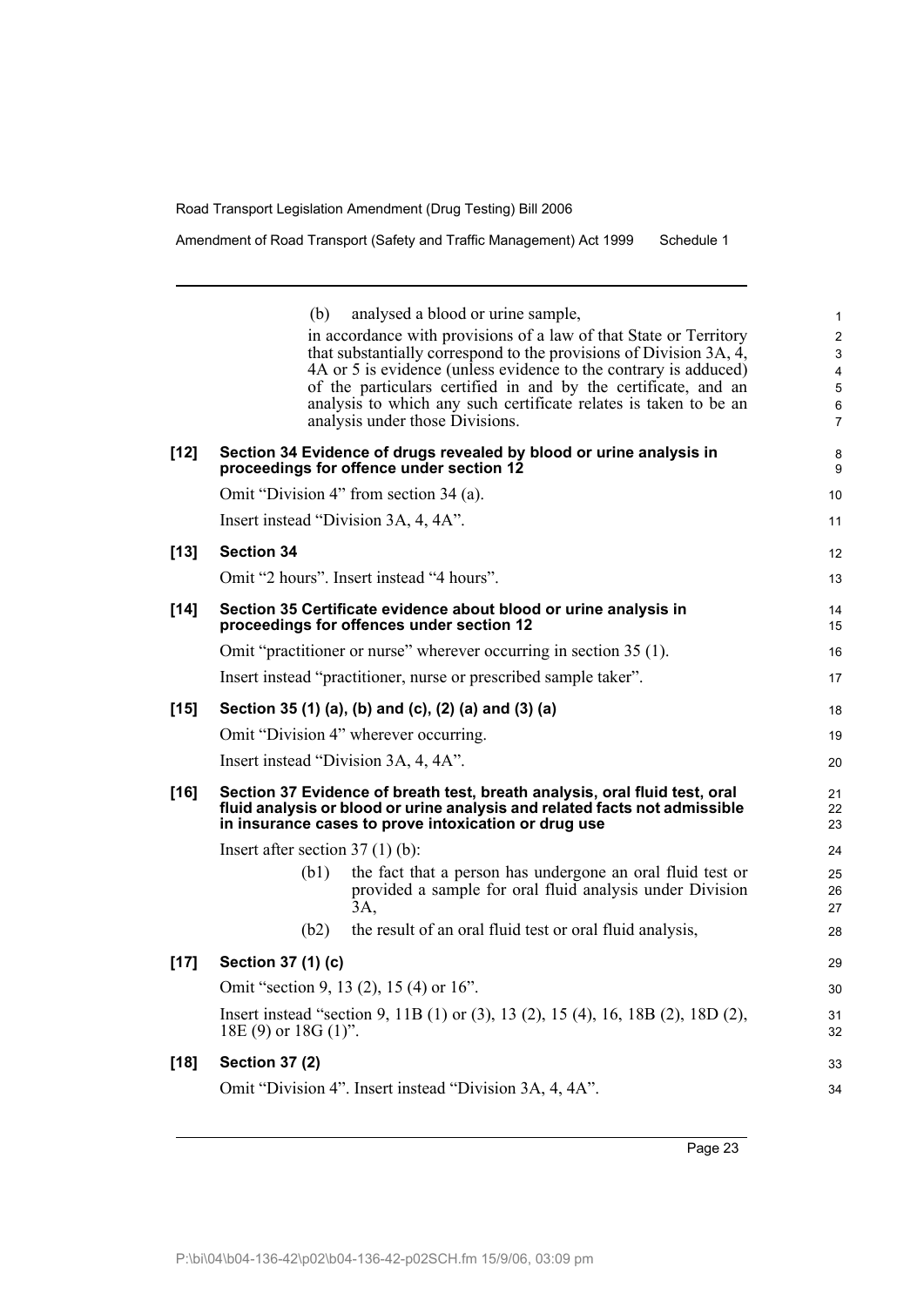(b) analysed a blood or urine sample,

in accordance with provisions of a law of that State or Territory that substantially correspond to the provisions of Division 3A, 4, 4A or 5 is evidence (unless evidence to the contrary is adduced) of the particulars certified in and by the certificate, and an analysis to which any such certificate relates is taken to be an analysis under those Divisions.

**[12] Section 34 Evidence of drugs revealed by blood or urine analysis in proceedings for offence under section 12**

Omit "Division 4" from section 34 (a).

Insert instead "Division 3A, 4, 4A".

**[13] Section 34**

Omit "2 hours". Insert instead "4 hours".

**[14] Section 35 Certificate evidence about blood or urine analysis in proceedings for offences under section 12**

Omit "practitioner or nurse" wherever occurring in section 35 (1).

Insert instead "practitioner, nurse or prescribed sample taker".

**[15] Section 35 (1) (a), (b) and (c), (2) (a) and (3) (a)**

Omit "Division 4" wherever occurring.

Insert instead "Division 3A, 4, 4A".

**[16] Section 37 Evidence of breath test, breath analysis, oral fluid test, oral fluid analysis or blood or urine analysis and related facts not admissible in insurance cases to prove intoxication or drug use**

Insert after section 37 (1) (b):

(b1) the fact that a person has undergone an oral fluid test or provided a sample for oral fluid analysis under Division 3A,

(b2) the result of an oral fluid test or oral fluid analysis,

**[17] Section 37 (1) (c)**

Omit "section 9, 13 (2), 15 (4) or 16".

Insert instead "section 9, 11B (1) or (3), 13 (2), 15 (4), 16, 18B (2), 18D (2), 18E (9) or 18G (1)".

**[18] Section 37 (2)**

Omit "Division 4". Insert instead "Division 3A, 4, 4A".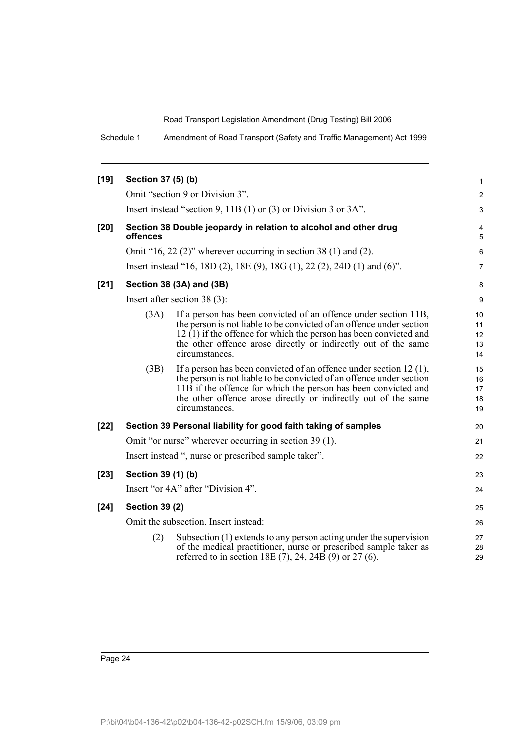**[19] Section 37 (5) (b)**

Omit "section 9 or Division 3".

Insert instead "section 9, 11B (1) or (3) or Division 3 or 3A".

**[20] Section 38 Double jeopardy in relation to alcohol and other drug offences**

Omit "16, 22 (2)" wherever occurring in section 38 (1) and (2).

Insert instead "16, 18D (2), 18E (9), 18G (1), 22 (2), 24D (1) and (6)".

**[21] Section 38 (3A) and (3B)**

Insert after section 38 (3):

(3A) If a person has been convicted of an offence under section 11B, the person is not liable to be convicted of an offence under section 12 (1) if the offence for which the person has been convicted and the other offence arose directly or indirectly out of the same circumstances.

(3B) If a person has been convicted of an offence under section 12 (1), the person is not liable to be convicted of an offence under section 11B if the offence for which the person has been convicted and the other offence arose directly or indirectly out of the same circumstances.

**[22] Section 39 Personal liability for good faith taking of samples**

Omit "or nurse" wherever occurring in section 39 (1).

Insert instead ", nurse or prescribed sample taker".

**[23] Section 39 (1) (b)**

Insert "or 4A" after "Division 4".

**[24] Section 39 (2)**

Omit the subsection. Insert instead:

(2) Subsection (1) extends to any person acting under the supervision of the medical practitioner, nurse or prescribed sample taker as referred to in section 18E (7), 24, 24B (9) or 27 (6).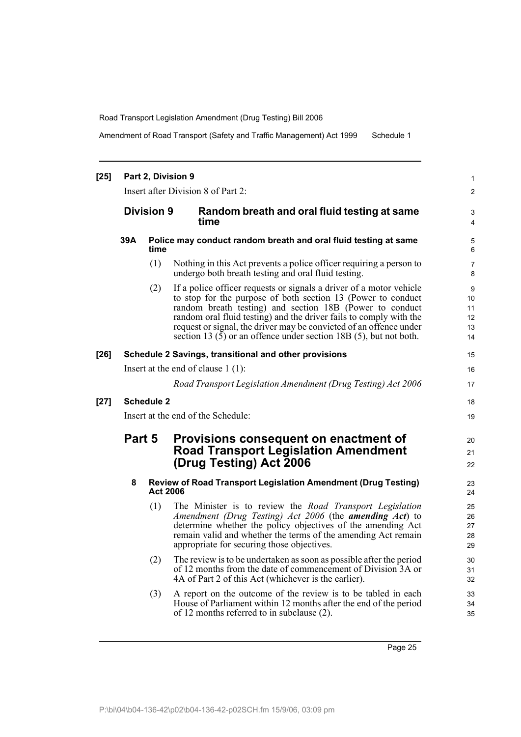**[25] Part 2, Division 9**

Insert after Division 8 of Part 2:

## Division 9 Random breath and oral fluid testing at same time

### 39A Police may conduct random breath and oral fluid testing at same time

(1) Nothing in this Act prevents a police officer requiring a person to undergo both breath testing and oral fluid testing.

(2) If a police officer requests or signals a driver of a motor vehicle to stop for the purpose of both section 13 (Power to conduct random breath testing) and section 18B (Power to conduct random oral fluid testing) and the driver fails to comply with the request or signal, the driver may be convicted of an offence under section 13 (5) or an offence under section 18B (5), but not both.

**[26] Schedule 2 Savings, transitional and other provisions**

Insert at the end of clause 1 (1):

*Road Transport Legislation Amendment (Drug Testing) Act 2006*

**[27] Schedule 2**

Insert at the end of the Schedule:

## Part 5 Provisions consequent on enactment of Road Transport Legislation Amendment (Drug Testing) Act 2006

### 8 Review of Road Transport Legislation Amendment (Drug Testing) Act 2006

(1) The Minister is to review the *Road Transport Legislation Amendment (Drug Testing) Act 2006* (the ***amending Act***) to determine whether the policy objectives of the amending Act remain valid and whether the terms of the amending Act remain appropriate for securing those objectives.

(2) The review is to be undertaken as soon as possible after the period of 12 months from the date of commencement of Division 3A or 4A of Part 2 of this Act (whichever is the earlier).

(3) A report on the outcome of the review is to be tabled in each House of Parliament within 12 months after the end of the period of 12 months referred to in subclause (2).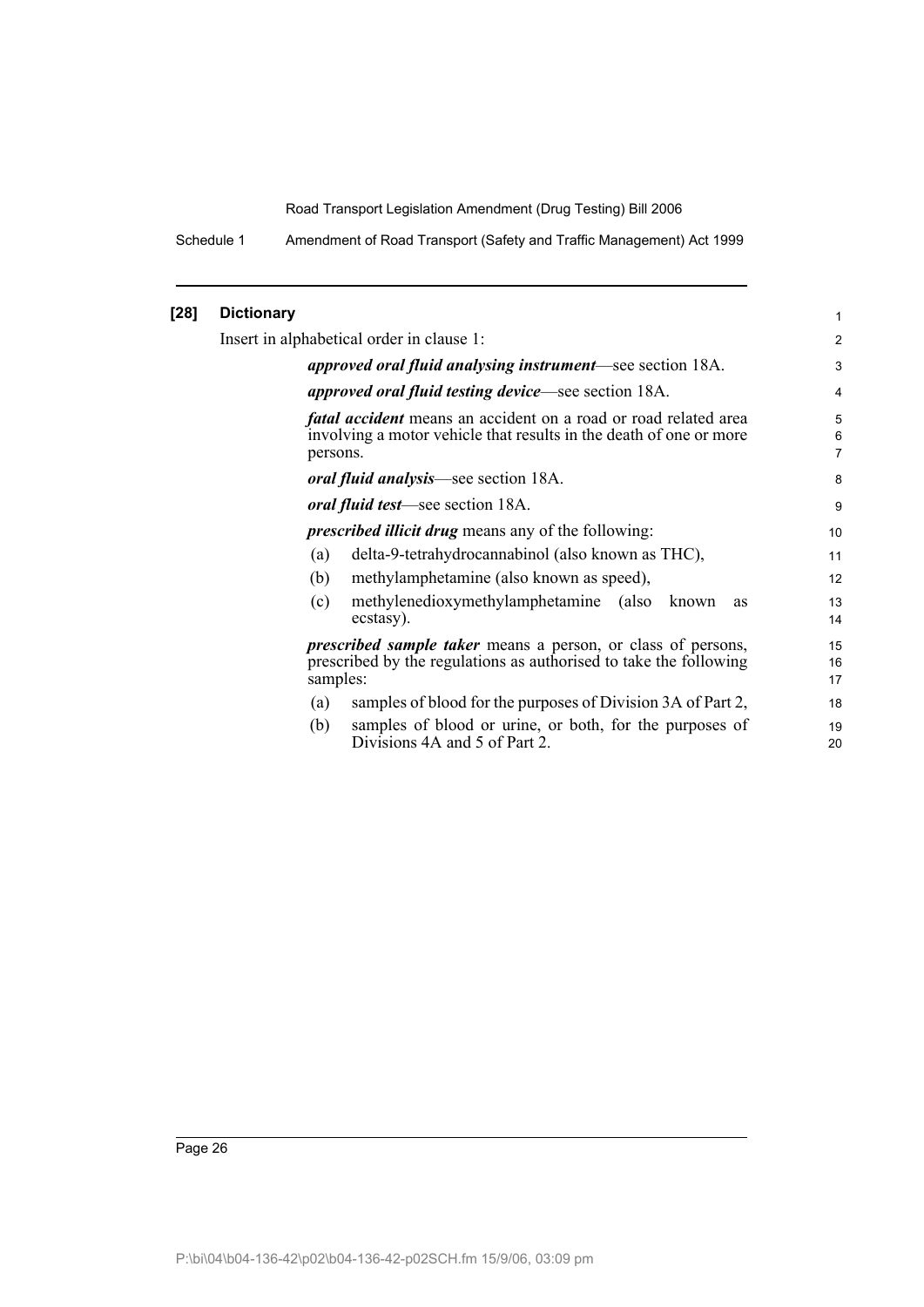## [28] Dictionary

Insert in alphabetical order in clause 1:

***approved oral fluid analysing instrument***—see section 18A.

***approved oral fluid testing device***—see section 18A.

***fatal accident*** means an accident on a road or road related area involving a motor vehicle that results in the death of one or more persons.

***oral fluid analysis***—see section 18A.

***oral fluid test***—see section 18A.

***prescribed illicit drug*** means any of the following:

(a) delta-9-tetrahydrocannabinol (also known as THC),

(b) methylamphetamine (also known as speed),

(c) methylenedioxymethylamphetamine (also known as ecstasy).

***prescribed sample taker*** means a person, or class of persons, prescribed by the regulations as authorised to take the following samples:

(a) samples of blood for the purposes of Division 3A of Part 2,

(b) samples of blood or urine, or both, for the purposes of Divisions 4A and 5 of Part 2.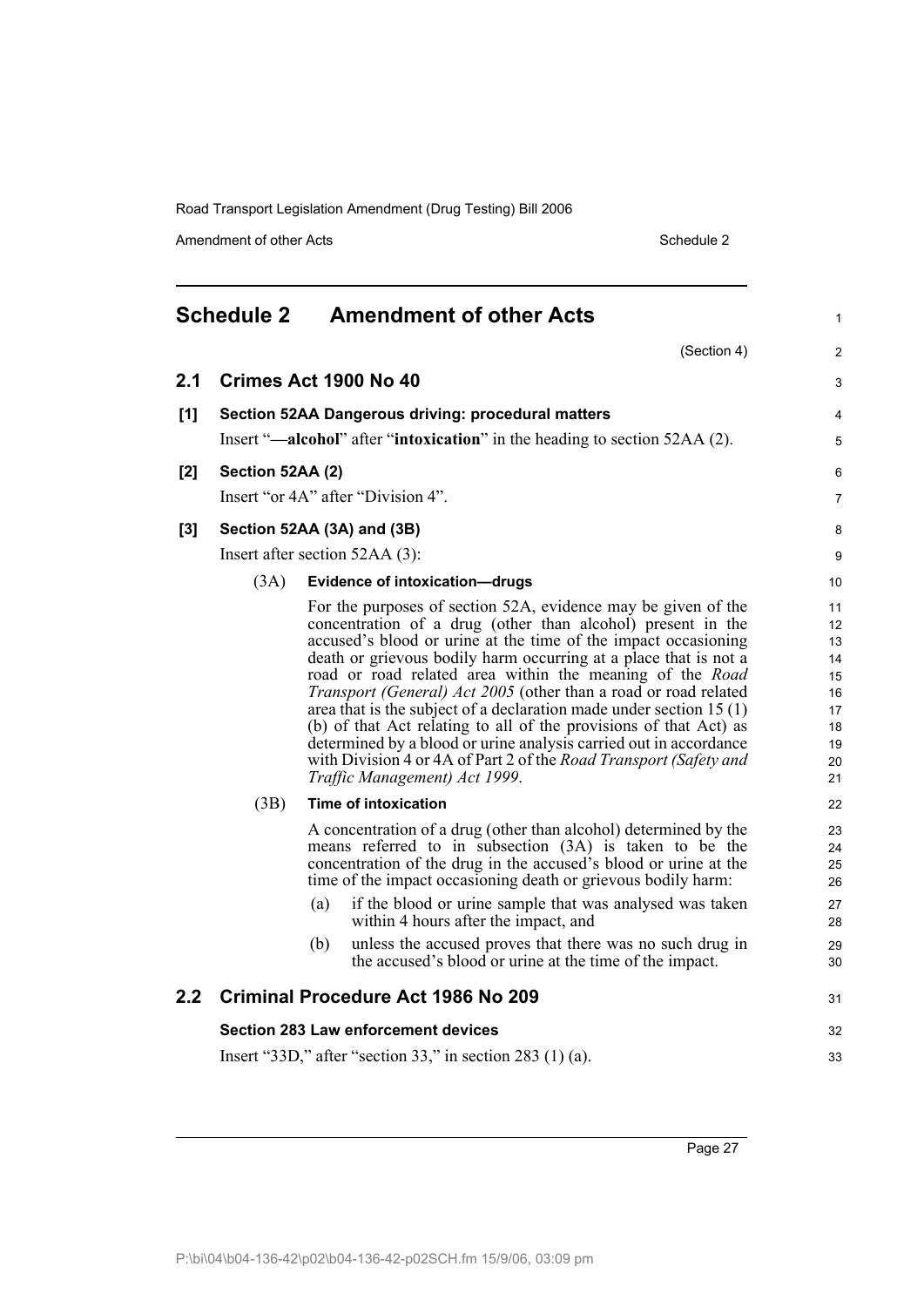# Schedule 2 Amendment of other Acts

(Section 4)

## 2.1 Crimes Act 1900 No 40

**[1] Section 52AA Dangerous driving: procedural matters**

Insert "**—alcohol**" after "**intoxication**" in the heading to section 52AA (2).

**[2] Section 52AA (2)**

Insert "or 4A" after "Division 4".

**[3] Section 52AA (3A) and (3B)**

Insert after section 52AA (3):

(3A) **Evidence of intoxication—drugs**

For the purposes of section 52A, evidence may be given of the concentration of a drug (other than alcohol) present in the accused's blood or urine at the time of the impact occasioning death or grievous bodily harm occurring at a place that is not a road or road related area within the meaning of the *Road Transport (General) Act 2005* (other than a road or road related area that is the subject of a declaration made under section 15 (1) (b) of that Act relating to all of the provisions of that Act) as determined by a blood or urine analysis carried out in accordance with Division 4 or 4A of Part 2 of the *Road Transport (Safety and Traffic Management) Act 1999*.

(3B) **Time of intoxication**

A concentration of a drug (other than alcohol) determined by the means referred to in subsection (3A) is taken to be the concentration of the drug in the accused's blood or urine at the time of the impact occasioning death or grievous bodily harm:

(a) if the blood or urine sample that was analysed was taken within 4 hours after the impact, and

(b) unless the accused proves that there was no such drug in the accused's blood or urine at the time of the impact.

## 2.2 Criminal Procedure Act 1986 No 209

**Section 283 Law enforcement devices**

Insert "33D," after "section 33," in section 283 (1) (a).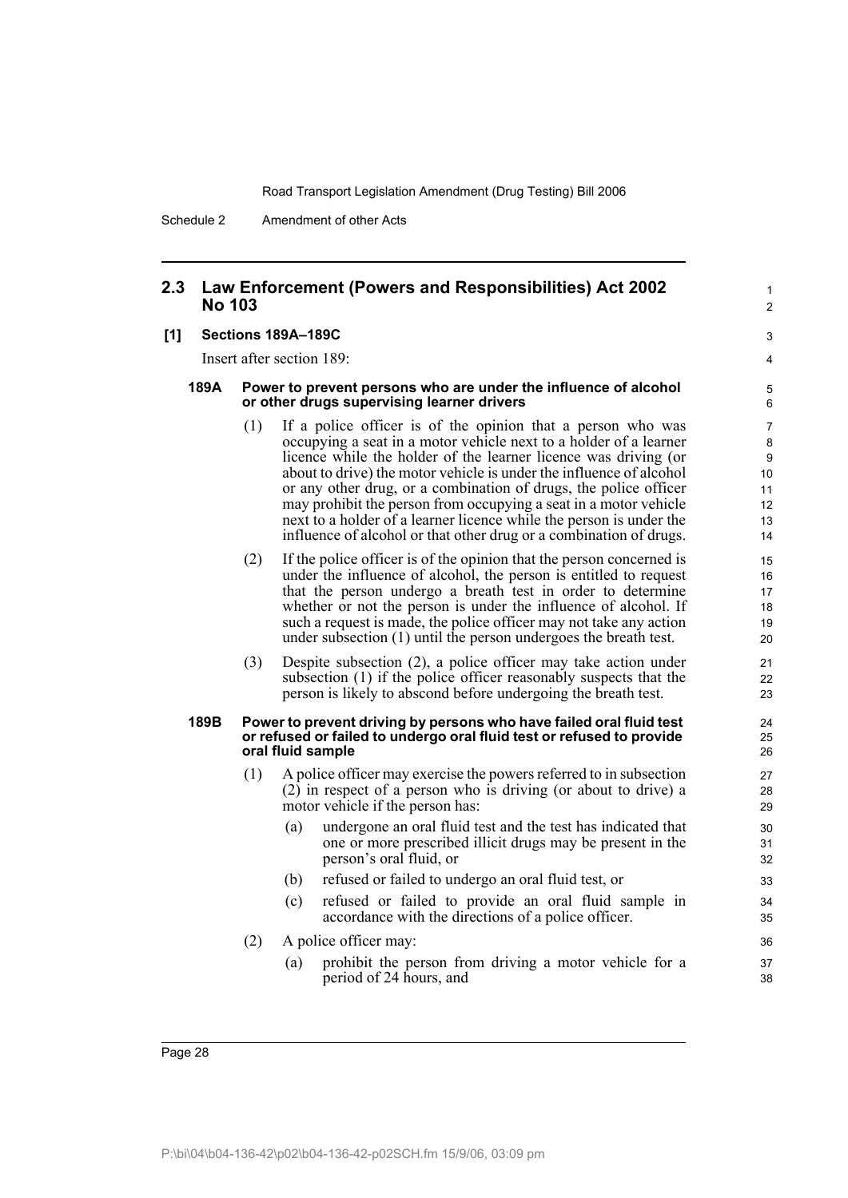## 2.3 Law Enforcement (Powers and Responsibilities) Act 2002 No 103

### [1] Sections 189A–189C

Insert after section 189:

#### 189A Power to prevent persons who are under the influence of alcohol or other drugs supervising learner drivers

(1) If a police officer is of the opinion that a person who was occupying a seat in a motor vehicle next to a holder of a learner licence while the holder of the learner licence was driving (or about to drive) the motor vehicle is under the influence of alcohol or any other drug, or a combination of drugs, the police officer may prohibit the person from occupying a seat in a motor vehicle next to a holder of a learner licence while the person is under the influence of alcohol or that other drug or a combination of drugs.

(2) If the police officer is of the opinion that the person concerned is under the influence of alcohol, the person is entitled to request that the person undergo a breath test in order to determine whether or not the person is under the influence of alcohol. If such a request is made, the police officer may not take any action under subsection (1) until the person undergoes the breath test.

(3) Despite subsection (2), a police officer may take action under subsection (1) if the police officer reasonably suspects that the person is likely to abscond before undergoing the breath test.

#### 189B Power to prevent driving by persons who have failed oral fluid test or refused or failed to undergo oral fluid test or refused to provide oral fluid sample

(1) A police officer may exercise the powers referred to in subsection (2) in respect of a person who is driving (or about to drive) a motor vehicle if the person has:

- (a) undergone an oral fluid test and the test has indicated that one or more prescribed illicit drugs may be present in the person's oral fluid, or
- (b) refused or failed to undergo an oral fluid test, or
- (c) refused or failed to provide an oral fluid sample in accordance with the directions of a police officer.

(2) A police officer may:

- (a) prohibit the person from driving a motor vehicle for a period of 24 hours, and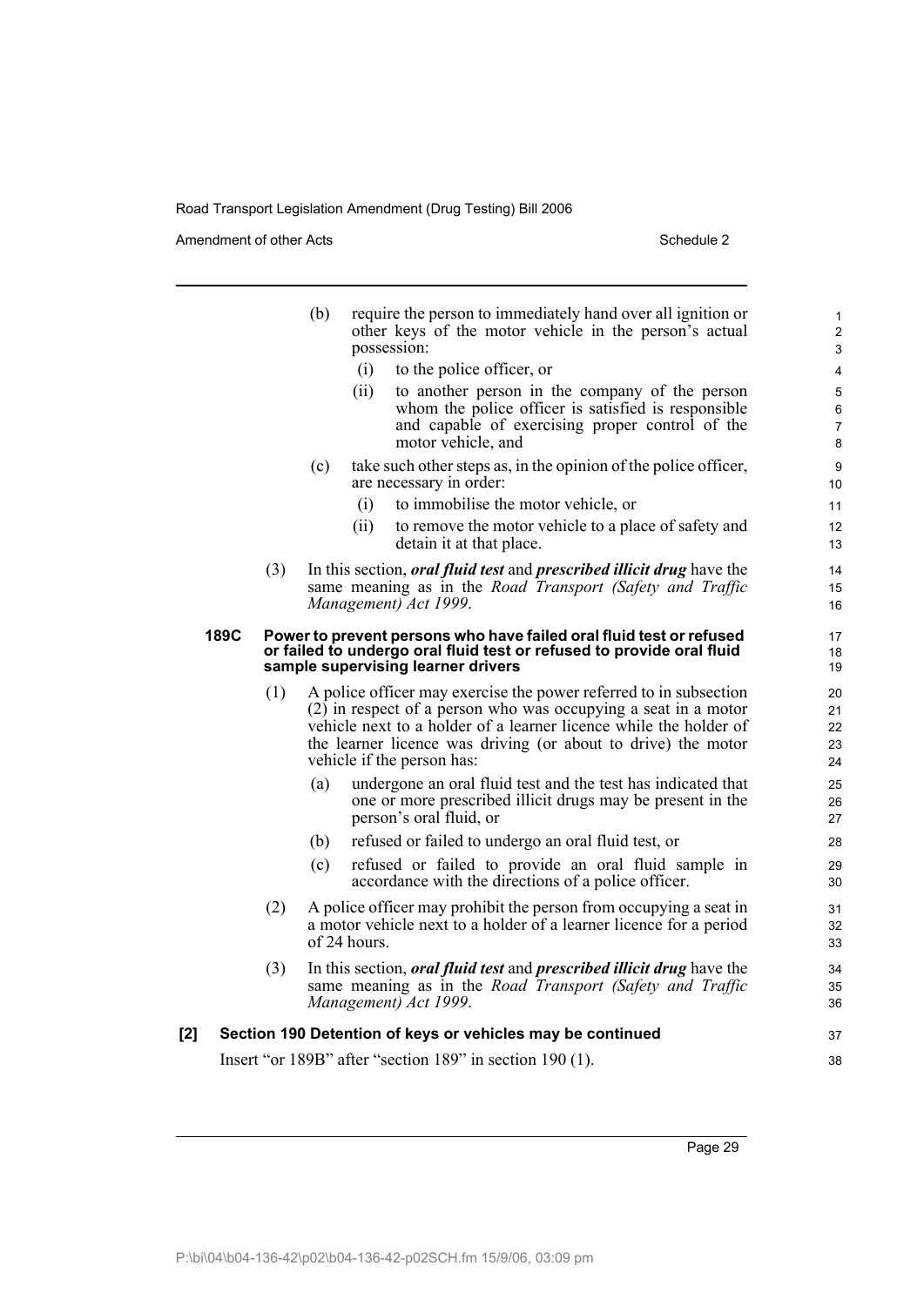(b) require the person to immediately hand over all ignition or other keys of the motor vehicle in the person's actual possession:

(i) to the police officer, or

(ii) to another person in the company of the person whom the police officer is satisfied is responsible and capable of exercising proper control of the motor vehicle, and

(c) take such other steps as, in the opinion of the police officer, are necessary in order:

(i) to immobilise the motor vehicle, or

(ii) to remove the motor vehicle to a place of safety and detain it at that place.

(3) In this section, ***oral fluid test*** and ***prescribed illicit drug*** have the same meaning as in the *Road Transport (Safety and Traffic Management) Act 1999*.

**189C Power to prevent persons who have failed oral fluid test or refused or failed to undergo oral fluid test or refused to provide oral fluid sample supervising learner drivers**

(1) A police officer may exercise the power referred to in subsection (2) in respect of a person who was occupying a seat in a motor vehicle next to a holder of a learner licence while the holder of the learner licence was driving (or about to drive) the motor vehicle if the person has:

(a) undergone an oral fluid test and the test has indicated that one or more prescribed illicit drugs may be present in the person's oral fluid, or

(b) refused or failed to undergo an oral fluid test, or

(c) refused or failed to provide an oral fluid sample in accordance with the directions of a police officer.

(2) A police officer may prohibit the person from occupying a seat in a motor vehicle next to a holder of a learner licence for a period of 24 hours.

(3) In this section, ***oral fluid test*** and ***prescribed illicit drug*** have the same meaning as in the *Road Transport (Safety and Traffic Management) Act 1999*.

**[2] Section 190 Detention of keys or vehicles may be continued**

Insert "or 189B" after "section 189" in section 190 (1).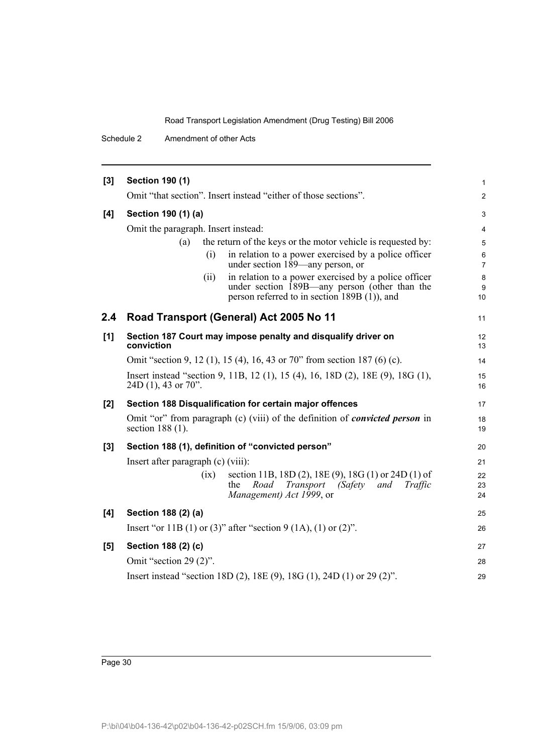**[3] Section 190 (1)**

Omit "that section". Insert instead "either of those sections".

**[4] Section 190 (1) (a)**

Omit the paragraph. Insert instead:

> (a) the return of the keys or the motor vehicle is requested by:
>
> (i) in relation to a power exercised by a police officer under section 189—any person, or
>
> (ii) in relation to a power exercised by a police officer under section 189B—any person (other than the person referred to in section 189B (1)), and

## 2.4 Road Transport (General) Act 2005 No 11

**[1] Section 187 Court may impose penalty and disqualify driver on conviction**

Omit "section 9, 12 (1), 15 (4), 16, 43 or 70" from section 187 (6) (c).

Insert instead "section 9, 11B, 12 (1), 15 (4), 16, 18D (2), 18E (9), 18G (1), 24D (1), 43 or 70".

**[2] Section 188 Disqualification for certain major offences**

Omit "or" from paragraph (c) (viii) of the definition of ***convicted person*** in section 188 (1).

**[3] Section 188 (1), definition of "convicted person"**

Insert after paragraph (c) (viii):

> (ix) section 11B, 18D (2), 18E (9), 18G (1) or 24D (1) of the *Road Transport (Safety and Traffic Management) Act 1999*, or

**[4] Section 188 (2) (a)**

Insert "or 11B (1) or (3)" after "section 9 (1A), (1) or (2)".

**[5] Section 188 (2) (c)**

Omit "section 29 (2)".

Insert instead "section 18D (2), 18E (9), 18G (1), 24D (1) or 29 (2)".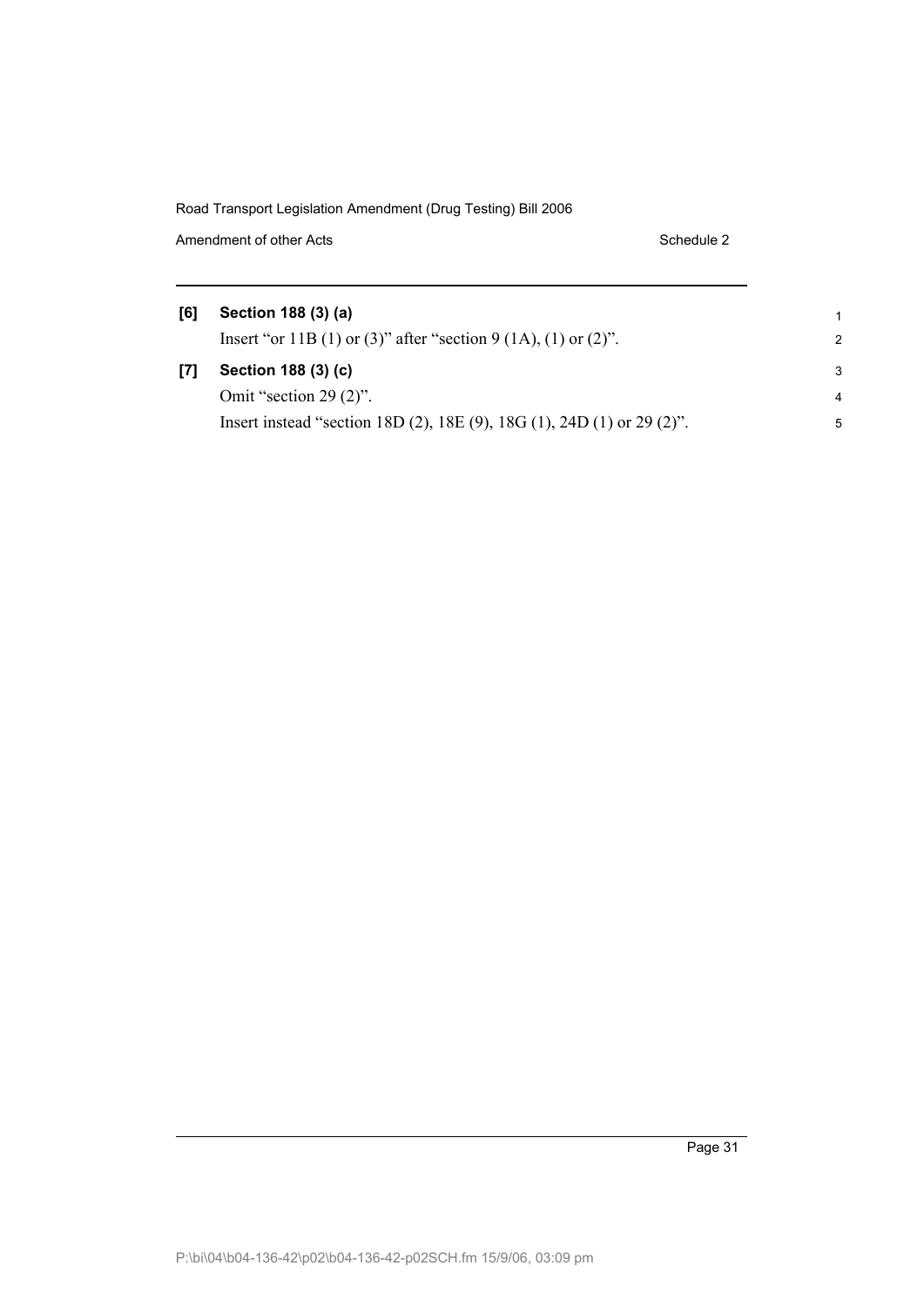**[6] Section 188 (3) (a)**

Insert "or 11B (1) or (3)" after "section 9 (1A), (1) or (2)".

**[7] Section 188 (3) (c)**

Omit "section 29 (2)".

Insert instead "section 18D (2), 18E (9), 18G (1), 24D (1) or 29 (2)".